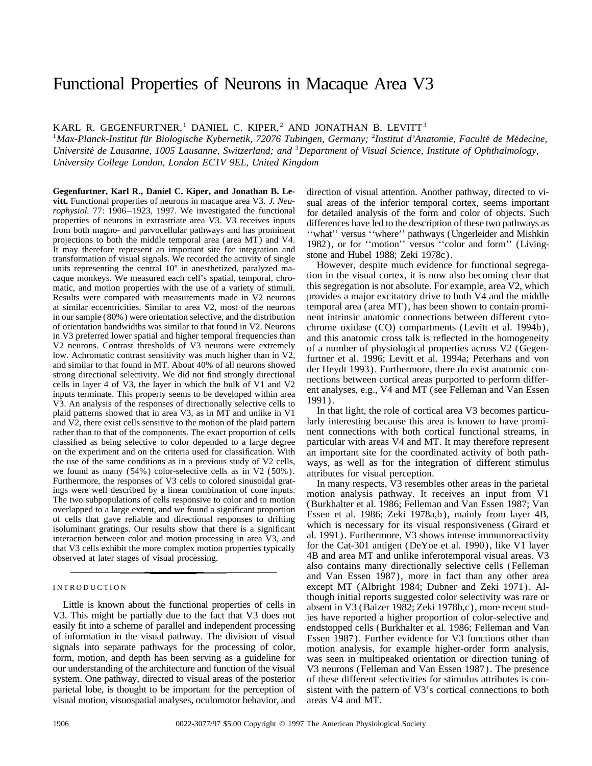# Functional Properties of Neurons in Macaque Area V3

KARL R. GEGENFURTNER,[1] DANIEL C. KIPER,[2] AND JONATHAN B. LEVITT[3]

[1]*Max-Planck-Institut für Biologische Kybernetik, 72076 Tubingen, Germany;* [2]*Institut d'Anatomie, Faculté de Médecine, Université de Lausanne, 1005 Lausanne, Switzerland; and* [3]*Department of Visual Science, Institute of Ophthalmology, University College London, London EC1V 9EL, United Kingdom*

**Gegenfurtner, Karl R., Daniel C. Kiper, and Jonathan B. Levitt.** Functional properties of neurons in macaque area V3. *J. Neurophysiol.* 77: 1906–1923, 1997. We investigated the functional properties of neurons in extrastriate area V3. V3 receives inputs from both magno- and parvocellular pathways and has prominent projections to both the middle temporal area (area MT) and V4. It may therefore represent an important site for integration and transformation of visual signals. We recorded the activity of single units representing the central 10° in anesthetized, paralyzed macaque monkeys. We measured each cell's spatial, temporal, chromatic, and motion properties with the use of a variety of stimuli. Results were compared with measurements made in V2 neurons at similar eccentricities. Similar to area V2, most of the neurons in our sample (80%) were orientation selective, and the distribution of orientation bandwidths was similar to that found in V2. Neurons in V3 preferred lower spatial and higher temporal frequencies than V2 neurons. Contrast thresholds of V3 neurons were extremely low. Achromatic contrast sensitivity was much higher than in V2, and similar to that found in MT. About 40% of all neurons showed strong directional selectivity. We did not find strongly directional cells in layer 4 of V3, the layer in which the bulk of V1 and V2 inputs terminate. This property seems to be developed within area V3. An analysis of the responses of directionally selective cells to plaid patterns showed that in area V3, as in MT and unlike in V1 and V2, there exist cells sensitive to the motion of the plaid pattern rather than to that of the components. The exact proportion of cells classified as being selective to color depended to a large degree on the experiment and on the criteria used for classification. With the use of the same conditions as in a previous study of V2 cells, we found as many (54%) color-selective cells as in V2 (50%). Furthermore, the responses of V3 cells to colored sinusoidal gratings were well described by a linear combination of cone inputs. The two subpopulations of cells responsive to color and to motion overlapped to a large extent, and we found a significant proportion of cells that gave reliable and directional responses to drifting isoluminant gratings. Our results show that there is a significant interaction between color and motion processing in area V3, and that V3 cells exhibit the more complex motion properties typically observed at later stages of visual processing.

## INTRODUCTION

Little is known about the functional properties of cells in V3. This might be partially due to the fact that V3 does not easily fit into a scheme of parallel and independent processing of information in the visual pathway. The division of visual signals into separate pathways for the processing of color, form, motion, and depth has been serving as a guideline for our understanding of the architecture and function of the visual system. One pathway, directed to visual areas of the posterior parietal lobe, is thought to be important for the perception of visual motion, visuospatial analyses, oculomotor behavior, and direction of visual attention. Another pathway, directed to visual areas of the inferior temporal cortex, seems important for detailed analysis of the form and color of objects. Such differences have led to the description of these two pathways as ''what'' versus ''where'' pathways (Ungerleider and Mishkin 1982), or for ''motion'' versus ''color and form'' (Livingstone and Hubel 1988; Zeki 1978c).

However, despite much evidence for functional segregation in the visual cortex, it is now also becoming clear that this segregation is not absolute. For example, area V2, which provides a major excitatory drive to both V4 and the middle temporal area (area MT), has been shown to contain prominent intrinsic anatomic connections between different cytochrome oxidase (CO) compartments (Levitt et al. 1994b), and this anatomic cross talk is reflected in the homogeneity of a number of physiological properties across V2 (Gegenfurtner et al. 1996; Levitt et al. 1994a; Peterhans and von der Heydt 1993). Furthermore, there do exist anatomic connections between cortical areas purported to perform different analyses, e.g., V4 and MT (see Felleman and Van Essen 1991).

In that light, the role of cortical area V3 becomes particularly interesting because this area is known to have prominent connections with both cortical functional streams, in particular with areas V4 and MT. It may therefore represent an important site for the coordinated activity of both pathways, as well as for the integration of different stimulus attributes for visual perception.

In many respects, V3 resembles other areas in the parietal motion analysis pathway. It receives an input from V1 (Burkhalter et al. 1986; Felleman and Van Essen 1987; Van Essen et al. 1986; Zeki 1978a,b), mainly from layer 4B, which is necessary for its visual responsiveness (Girard et al. 1991). Furthermore, V3 shows intense immunoreactivity for the Cat-301 antigen (DeYoe et al. 1990), like V1 layer 4B and area MT and unlike inferotemporal visual areas. V3 also contains many directionally selective cells (Felleman and Van Essen 1987), more in fact than any other area except MT (Albright 1984; Dubner and Zeki 1971). Although initial reports suggested color selectivity was rare or absent in V3 (Baizer 1982; Zeki 1978b,c), more recent studies have reported a higher proportion of color-selective and endstopped cells (Burkhalter et al. 1986; Felleman and Van Essen 1987). Further evidence for V3 functions other than motion analysis, for example higher-order form analysis, was seen in multipeaked orientation or direction tuning of V3 neurons (Felleman and Van Essen 1987). The presence of these different selectivities for stimulus attributes is consistent with the pattern of V3's cortical connections to both areas V4 and MT.

0022-3077/97 $5.00 Copyright © 1997 The American Physiological Society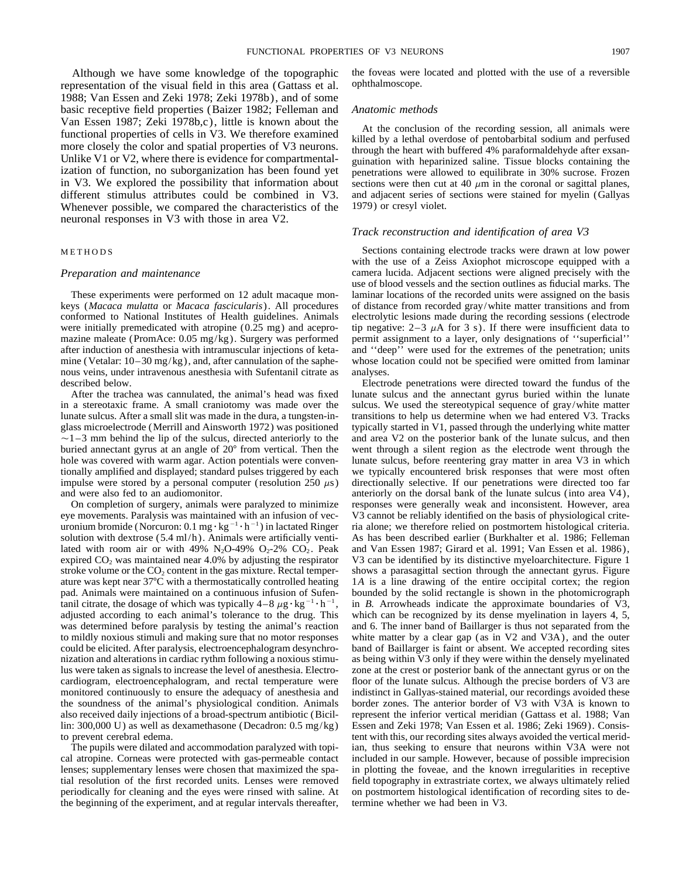Although we have some knowledge of the topographic representation of the visual field in this area (Gattass et al. 1988; Van Essen and Zeki 1978; Zeki 1978b), and of some basic receptive field properties (Baizer 1982; Felleman and Van Essen 1987; Zeki 1978b,c), little is known about the functional properties of cells in V3. We therefore examined more closely the color and spatial properties of V3 neurons. Unlike V1 or V2, where there is evidence for compartmentalization of function, no suborganization has been found yet in V3. We explored the possibility that information about different stimulus attributes could be combined in V3. Whenever possible, we compared the characteristics of the neuronal responses in V3 with those in area V2.

## METHODS

### *Preparation and maintenance*

These experiments were performed on 12 adult macaque monkeys (*Macaca mulatta* or *Macaca fascicularis*). All procedures conformed to National Institutes of Health guidelines. Animals were initially premedicated with atropine (0.25 mg) and acepromazine maleate (PromAce: 0.05 mg/kg). Surgery was performed after induction of anesthesia with intramuscular injections of ketamine (Vetalar: 10–30 mg/kg), and, after cannulation of the saphenous veins, under intravenous anesthesia with Sufentanil citrate as described below.

After the trachea was cannulated, the animal's head was fixed in a stereotaxic frame. A small craniotomy was made over the lunate sulcus. After a small slit was made in the dura, a tungsten-in-glass microelectrode (Merrill and Ainsworth 1972) was positioned ~1–3 mm behind the lip of the sulcus, directed anteriorly to the buried annectant gyrus at an angle of 20° from vertical. Then the hole was covered with warm agar. Action potentials were conventionally amplified and displayed; standard pulses triggered by each impulse were stored by a personal computer (resolution 250 $\mu$s) and were also fed to an audiomonitor.

On completion of surgery, animals were paralyzed to minimize eye movements. Paralysis was maintained with an infusion of vecuronium bromide (Norcuron: 0.1 $mg \cdot kg^{-1} \cdot h^{-1}$) in lactated Ringer solution with dextrose (5.4 ml/h). Animals were artificially ventilated with room air or with 49% $N_2O$-49% $O_2$-2% $CO_2$. Peak expired $CO_2$ was maintained near 4.0% by adjusting the respirator stroke volume or the $CO_2$ content in the gas mixture. Rectal temperature was kept near 37°C with a thermostatically controlled heating pad. Animals were maintained on a continuous infusion of Sufentanil citrate, the dosage of which was typically 4–8 $\mu g \cdot kg^{-1} \cdot h^{-1}$, adjusted according to each animal's tolerance to the drug. This was determined before paralysis by testing the animal's reaction to mildly noxious stimuli and making sure that no motor responses could be elicited. After paralysis, electroencephalogram desynchronization and alterations in cardiac rythm following a noxious stimulus were taken as signals to increase the level of anesthesia. Electrocardiogram, electroencephalogram, and rectal temperature were monitored continuously to ensure the adequacy of anesthesia and the soundness of the animal's physiological condition. Animals also received daily injections of a broad-spectrum antibiotic (Bicillin: 300,000 U) as well as dexamethasone (Decadron: 0.5 mg/kg) to prevent cerebral edema.

The pupils were dilated and accommodation paralyzed with topical atropine. Corneas were protected with gas-permeable contact lenses; supplementary lenses were chosen that maximized the spatial resolution of the first recorded units. Lenses were removed periodically for cleaning and the eyes were rinsed with saline. At the beginning of the experiment, and at regular intervals thereafter, the foveas were located and plotted with the use of a reversible ophthalmoscope.

### *Anatomic methods*

At the conclusion of the recording session, all animals were killed by a lethal overdose of pentobarbital sodium and perfused through the heart with buffered 4% paraformaldehyde after exsanguination with heparinized saline. Tissue blocks containing the penetrations were allowed to equilibrate in 30% sucrose. Frozen sections were then cut at 40 $\mu$m in the coronal or sagittal planes, and adjacent series of sections were stained for myelin (Gallyas 1979) or cresyl violet.

### *Track reconstruction and identification of area V3*

Sections containing electrode tracks were drawn at low power with the use of a Zeiss Axiophot microscope equipped with a camera lucida. Adjacent sections were aligned precisely with the use of blood vessels and the section outlines as fiducial marks. The laminar locations of the recorded units were assigned on the basis of distance from recorded gray/white matter transitions and from electrolytic lesions made during the recording sessions (electrode tip negative: 2–3 $\mu$A for 3 s). If there were insufficient data to permit assignment to a layer, only designations of ''superficial'' and ''deep'' were used for the extremes of the penetration; units whose location could not be specified were omitted from laminar analyses.

Electrode penetrations were directed toward the fundus of the lunate sulcus and the annectant gyrus buried within the lunate sulcus. We used the stereotypical sequence of gray/white matter transitions to help us determine when we had entered V3. Tracks typically started in V1, passed through the underlying white matter and area V2 on the posterior bank of the lunate sulcus, and then went through a silent region as the electrode went through the lunate sulcus, before reentering gray matter in area V3 in which we typically encountered brisk responses that were most often directionally selective. If our penetrations were directed too far anteriorly on the dorsal bank of the lunate sulcus (into area V4), responses were generally weak and inconsistent. However, area V3 cannot be reliably identified on the basis of physiological criteria alone; we therefore relied on postmortem histological criteria. As has been described earlier (Burkhalter et al. 1986; Felleman and Van Essen 1987; Girard et al. 1991; Van Essen et al. 1986), V3 can be identified by its distinctive myeloarchitecture. Figure 1 shows a parasagittal section through the annectant gyrus. Figure 1*A* is a line drawing of the entire occipital cortex; the region bounded by the solid rectangle is shown in the photomicrograph in *B.* Arrowheads indicate the approximate boundaries of V3, which can be recognized by its dense myelination in layers 4, 5, and 6. The inner band of Baillarger is thus not separated from the white matter by a clear gap (as in V2 and V3A), and the outer band of Baillarger is faint or absent. We accepted recording sites as being within V3 only if they were within the densely myelinated zone at the crest or posterior bank of the annectant gyrus or on the floor of the lunate sulcus. Although the precise borders of V3 are indistinct in Gallyas-stained material, our recordings avoided these border zones. The anterior border of V3 with V3A is known to represent the inferior vertical meridian (Gattass et al. 1988; Van Essen and Zeki 1978; Van Essen et al. 1986; Zeki 1969). Consistent with this, our recording sites always avoided the vertical meridian, thus seeking to ensure that neurons within V3A were not included in our sample. However, because of possible imprecision in plotting the foveae, and the known irregularities in receptive field topography in extrastriate cortex, we always ultimately relied on postmortem histological identification of recording sites to determine whether we had been in V3.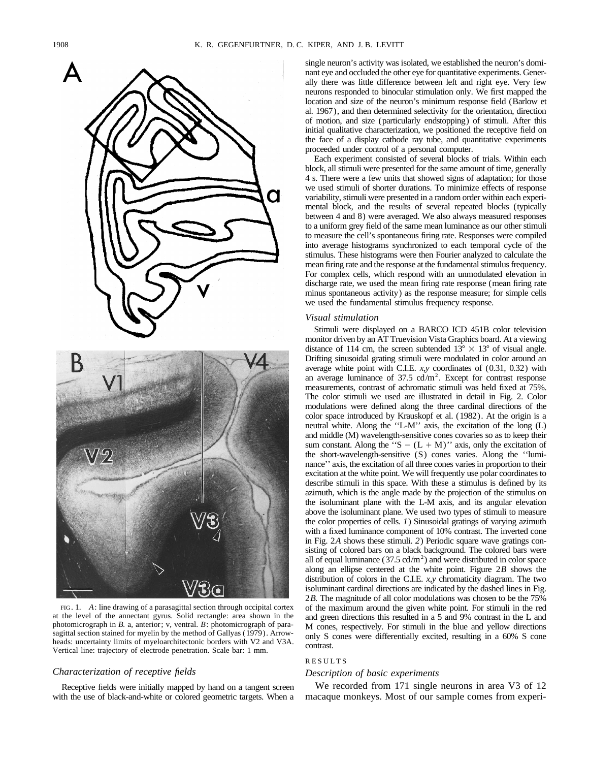FIG. 1. *A*: line drawing of a parasagittal section through occipital cortex at the level of the annectant gyrus. Solid rectangle: area shown in the photomicrograph in *B*. a, anterior; v, ventral. *B*: photomicrograph of parasagittal section stained for myelin by the method of Gallyas (1979). Arrowheads: uncertainty limits of myeloarchitectonic borders with V2 and V3A. Vertical line: trajectory of electrode penetration. Scale bar: 1 mm.

### *Characterization of receptive fields*

Receptive fields were initially mapped by hand on a tangent screen with the use of black-and-white or colored geometric targets. When a single neuron's activity was isolated, we established the neuron's dominant eye and occluded the other eye for quantitative experiments. Generally there was little difference between left and right eye. Very few neurons responded to binocular stimulation only. We first mapped the location and size of the neuron's minimum response field (Barlow et al. 1967), and then determined selectivity for the orientation, direction of motion, and size (particularly endstopping) of stimuli. After this initial qualitative characterization, we positioned the receptive field on the face of a display cathode ray tube, and quantitative experiments proceeded under control of a personal computer.

Each experiment consisted of several blocks of trials. Within each block, all stimuli were presented for the same amount of time, generally 4 s. There were a few units that showed signs of adaptation; for those we used stimuli of shorter durations. To minimize effects of response variability, stimuli were presented in a random order within each experimental block, and the results of several repeated blocks (typically between 4 and 8) were averaged. We also always measured responses to a uniform grey field of the same mean luminance as our other stimuli to measure the cell's spontaneous firing rate. Responses were compiled into average histograms synchronized to each temporal cycle of the stimulus. These histograms were then Fourier analyzed to calculate the mean firing rate and the response at the fundamental stimulus frequency. For complex cells, which respond with an unmodulated elevation in discharge rate, we used the mean firing rate response (mean firing rate minus spontaneous activity) as the response measure; for simple cells we used the fundamental stimulus frequency response.

### *Visual stimulation*

Stimuli were displayed on a BARCO ICD 451B color television monitor driven by an AT Truevision Vista Graphics board. At a viewing distance of 114 cm, the screen subtended $13° \times 13°$ of visual angle. Drifting sinusoidal grating stimuli were modulated in color around an average white point with C.I.E. *x,y* coordinates of (0.31, 0.32) with an average luminance of 37.5 cd/m$^2$. Except for contrast response measurements, contrast of achromatic stimuli was held fixed at 75%. The color stimuli we used are illustrated in detail in Fig. 2. Color modulations were defined along the three cardinal directions of the color space introduced by Krauskopf et al. (1982). At the origin is a neutral white. Along the ''L-M'' axis, the excitation of the long (L) and middle (M) wavelength-sensitive cones covaries so as to keep their sum constant. Along the ''S − (L + M)'' axis, only the excitation of the short-wavelength-sensitive (S) cones varies. Along the ''luminance'' axis, the excitation of all three cones varies in proportion to their excitation at the white point. We will frequently use polar coordinates to describe stimuli in this space. With these a stimulus is defined by its azimuth, which is the angle made by the projection of the stimulus on the isoluminant plane with the L-M axis, and its angular elevation above the isoluminant plane. We used two types of stimuli to measure the color properties of cells. *1*) Sinusoidal gratings of varying azimuth with a fixed luminance component of 10% contrast. The inverted cone in Fig. 2*A* shows these stimuli. *2*) Periodic square wave gratings consisting of colored bars on a black background. The colored bars were all of equal luminance (37.5 cd/m$^2$) and were distributed in color space along an ellipse centered at the white point. Figure 2*B* shows the distribution of colors in the C.I.E. *x,y* chromaticity diagram. The two isoluminant cardinal directions are indicated by the dashed lines in Fig. 2*B*. The magnitude of all color modulations was chosen to be the 75% of the maximum around the given white point. For stimuli in the red and green directions this resulted in a 5 and 9% contrast in the L and M cones, respectively. For stimuli in the blue and yellow directions only S cones were differentially excited, resulting in a 60% S cone contrast.

## RESULTS

### *Description of basic experiments*

We recorded from 171 single neurons in area V3 of 12 macaque monkeys. Most of our sample comes from experi-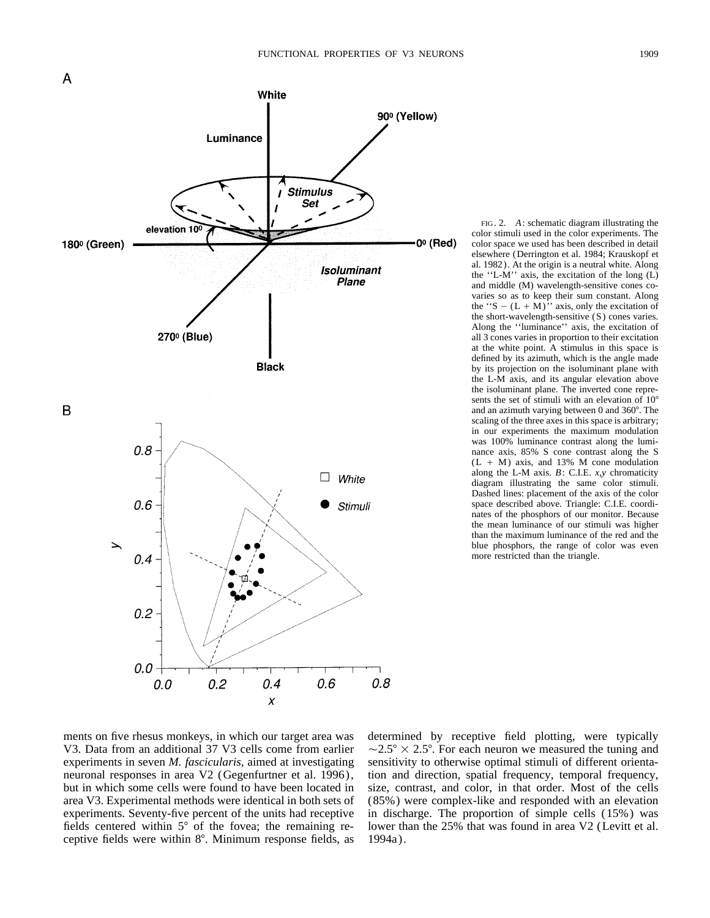FIG. 2. *A*: schematic diagram illustrating the color stimuli used in the color experiments. The color space we used has been described in detail elsewhere (Derrington et al. 1984; Krauskopf et al. 1982). At the origin is a neutral white. Along the "L-M" axis, the excitation of the long (L) and middle (M) wavelength-sensitive cones co-varies so as to keep their sum constant. Along the "S − (L + M)" axis, only the excitation of the short-wavelength-sensitive (S) cones varies. Along the "luminance" axis, the excitation of all 3 cones varies in proportion to their excitation at the white point. A stimulus in this space is defined by its azimuth, which is the angle made by its projection on the isoluminant plane with the L-M axis, and its angular elevation above the isoluminant plane. The inverted cone represents the set of stimuli with an elevation of 10° and an azimuth varying between 0 and 360°. The scaling of the three axes in this space is arbitrary; in our experiments the maximum modulation was 100% luminance contrast along the luminance axis, 85% S cone contrast along the S (L + M) axis, and 13% M cone modulation along the L-M axis. *B*: C.I.E. *x,y* chromaticity diagram illustrating the same color stimuli. Dashed lines: placement of the axis of the color space described above. Triangle: C.I.E. coordinates of the phosphors of our monitor. Because the mean luminance of our stimuli was higher than the maximum luminance of the red and the blue phosphors, the range of color was even more restricted than the triangle.

ments on five rhesus monkeys, in which our target area was V3. Data from an additional 37 V3 cells come from earlier experiments in seven *M. fascicularis*, aimed at investigating neuronal responses in area V2 (Gegenfurtner et al. 1996), but in which some cells were found to have been located in area V3. Experimental methods were identical in both sets of experiments. Seventy-five percent of the units had receptive fields centered within 5° of the fovea; the remaining receptive fields were within 8°. Minimum response fields, as determined by receptive field plotting, were typically ~2.5° × 2.5°. For each neuron we measured the tuning and sensitivity to otherwise optimal stimuli of different orientation and direction, spatial frequency, temporal frequency, size, contrast, and color, in that order. Most of the cells (85%) were complex-like and responded with an elevation in discharge. The proportion of simple cells (15%) was lower than the 25% that was found in area V2 (Levitt et al. 1994a).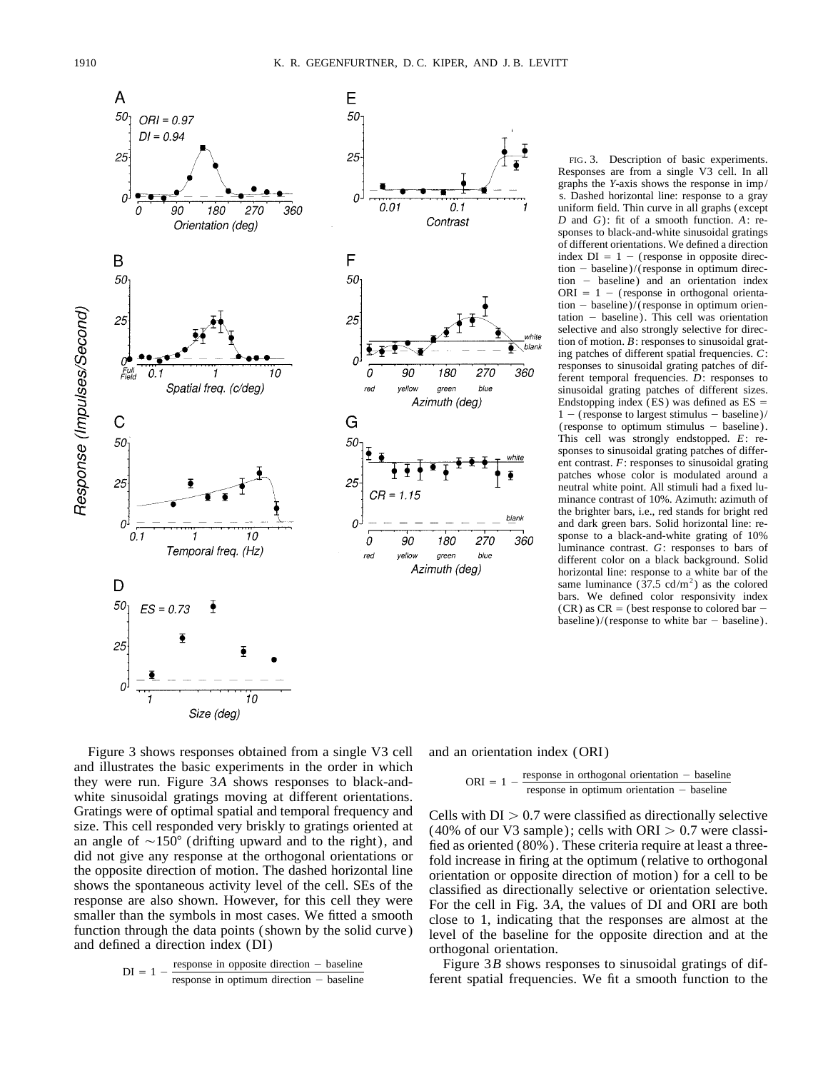FIG. 3. Description of basic experiments. Responses are from a single V3 cell. In all graphs the *Y*-axis shows the response in imp/s. Dashed horizontal line: response to a gray uniform field. Thin curve in all graphs (except *D* and *G*): fit of a smooth function. *A*: responses to black-and-white sinusoidal gratings of different orientations. We defined a direction index DI = 1 − (response in opposite direction − baseline)/(response in optimum direction − baseline) and an orientation index ORI = 1 − (response in orthogonal orientation − baseline)/(response in optimum orientation − baseline). This cell was orientation selective and also strongly selective for direction of motion. *B*: responses to sinusoidal grating patches of different spatial frequencies. *C*: responses to sinusoidal grating patches of different temporal frequencies. *D*: responses to sinusoidal grating patches of different sizes. Endstopping index (ES) was defined as ES = 1 − (response to largest stimulus − baseline)/(response to optimum stimulus − baseline). This cell was strongly endstopped. *E*: responses to sinusoidal grating patches of different contrast. *F*: responses to sinusoidal grating patches whose color is modulated around a neutral white point. All stimuli had a fixed luminance contrast of 10%. Azimuth: azimuth of the brighter bars, i.e., red stands for bright red and dark green bars. Solid horizontal line: response to a black-and-white grating of 10% luminance contrast. *G*: responses to bars of different color on a black background. Solid horizontal line: response to a white bar of the same luminance (37.5 cd/m$^2$) as the colored bars. We defined color responsivity index (CR) as CR = (best response to colored bar − baseline)/(response to white bar − baseline).

Figure 3 shows responses obtained from a single V3 cell and illustrates the basic experiments in the order in which they were run. Figure 3*A* shows responses to black-and-white sinusoidal gratings moving at different orientations. Gratings were of optimal spatial and temporal frequency and size. This cell responded very briskly to gratings oriented at an angle of ∼150° (drifting upward and to the right), and did not give any response at the orthogonal orientations or the opposite direction of motion. The dashed horizontal line shows the spontaneous activity level of the cell. SEs of the response are also shown. However, for this cell they were smaller than the symbols in most cases. We fitted a smooth function through the data points (shown by the solid curve) and defined a direction index (DI)

$$\mathrm{DI} = 1 - \frac{\text{response in opposite direction} - \text{baseline}}{\text{response in optimum direction} - \text{baseline}}$$

and an orientation index (ORI)

$$\mathrm{ORI} = 1 - \frac{\text{response in orthogonal orientation} - \text{baseline}}{\text{response in optimum orientation} - \text{baseline}}$$

Cells with $\mathrm{DI} > 0.7$ were classified as directionally selective (40% of our V3 sample); cells with $\mathrm{ORI} > 0.7$ were classified as oriented (80%). These criteria require at least a threefold increase in firing at the optimum (relative to orthogonal orientation or opposite direction of motion) for a cell to be classified as directionally selective or orientation selective. For the cell in Fig. 3*A*, the values of DI and ORI are both close to 1, indicating that the responses are almost at the level of the baseline for the opposite direction and at the orthogonal orientation.

Figure 3*B* shows responses to sinusoidal gratings of different spatial frequencies. We fit a smooth function to the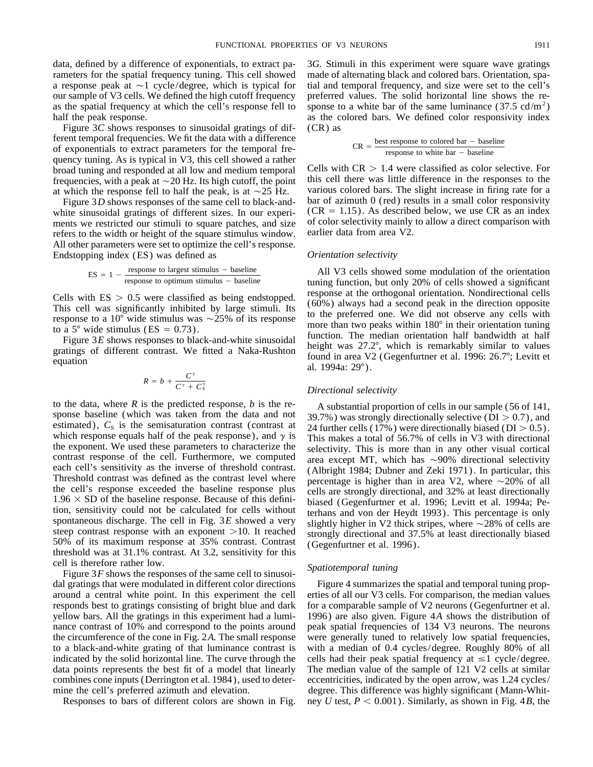data, defined by a difference of exponentials, to extract parameters for the spatial frequency tuning. This cell showed a response peak at ~1 cycle/degree, which is typical for our sample of V3 cells. We defined the high cutoff frequency as the spatial frequency at which the cell's response fell to half the peak response.

Figure 3*C* shows responses to sinusoidal gratings of different temporal frequencies. We fit the data with a difference of exponentials to extract parameters for the temporal frequency tuning. As is typical in V3, this cell showed a rather broad tuning and responded at all low and medium temporal frequencies, with a peak at ~20 Hz. Its high cutoff, the point at which the response fell to half the peak, is at ~25 Hz.

Figure 3*D* shows responses of the same cell to black-and-white sinusoidal gratings of different sizes. In our experiments we restricted our stimuli to square patches, and size refers to the width or height of the square stimulus window. All other parameters were set to optimize the cell's response. Endstopping index (ES) was defined as

$$\text{ES} = 1 - \frac{\text{response to largest stimulus} - \text{baseline}}{\text{response to optimum stimulus} - \text{baseline}}$$

Cells with ES > 0.5 were classified as being endstopped. This cell was significantly inhibited by large stimuli. Its response to a 10° wide stimulus was ~25% of its response to a 5° wide stimulus (ES = 0.73).

Figure 3*E* shows responses to black-and-white sinusoidal gratings of different contrast. We fitted a Naka-Rushton equation

$$R = b + \frac{C^{\gamma}}{C^{\gamma} + C_{\text{S}}^{\gamma}}$$

to the data, where $R$ is the predicted response, $b$ is the response baseline (which was taken from the data and not estimated), $C_{\text{S}}$ is the semisaturation contrast (contrast at which response equals half of the peak response), and $\gamma$ is the exponent. We used these parameters to characterize the contrast response of the cell. Furthermore, we computed each cell's sensitivity as the inverse of threshold contrast. Threshold contrast was defined as the contrast level where the cell's response exceeded the baseline response plus 1.96 × SD of the baseline response. Because of this definition, sensitivity could not be calculated for cells without spontaneous discharge. The cell in Fig. 3*E* showed a very steep contrast response with an exponent >10. It reached 50% of its maximum response at 35% contrast. Contrast threshold was at 31.1% contrast. At 3.2, sensitivity for this cell is therefore rather low.

Figure 3*F* shows the responses of the same cell to sinusoidal gratings that were modulated in different color directions around a central white point. In this experiment the cell responds best to gratings consisting of bright blue and dark yellow bars. All the gratings in this experiment had a luminance contrast of 10% and correspond to the points around the circumference of the cone in Fig. 2*A*. The small response to a black-and-white grating of that luminance contrast is indicated by the solid horizontal line. The curve through the data points represents the best fit of a model that linearly combines cone inputs (Derrington et al. 1984), used to determine the cell's preferred azimuth and elevation.

Responses to bars of different colors are shown in Fig. 3*G*. Stimuli in this experiment were square wave gratings made of alternating black and colored bars. Orientation, spatial and temporal frequency, and size were set to the cell's preferred values. The solid horizontal line shows the response to a white bar of the same luminance (37.5 cd/m$^2$) as the colored bars. We defined color responsivity index (CR) as

$$\text{CR} = \frac{\text{best response to colored bar} - \text{baseline}}{\text{response to white bar} - \text{baseline}}$$

Cells with CR > 1.4 were classified as color selective. For this cell there was little difference in the responses to the various colored bars. The slight increase in firing rate for a bar of azimuth 0 (red) results in a small color responsivity (CR = 1.15). As described below, we use CR as an index of color selectivity mainly to allow a direct comparison with earlier data from area V2.

### *Orientation selectivity*

All V3 cells showed some modulation of the orientation tuning function, but only 20% of cells showed a significant response at the orthogonal orientation. Nondirectional cells (60%) always had a second peak in the direction opposite to the preferred one. We did not observe any cells with more than two peaks within 180° in their orientation tuning function. The median orientation half bandwidth at half height was 27.2°, which is remarkably similar to values found in area V2 (Gegenfurtner et al. 1996: 26.7°; Levitt et al. 1994a: 29°).

### *Directional selectivity*

A substantial proportion of cells in our sample (56 of 141, 39.7%) was strongly directionally selective (DI > 0.7), and 24 further cells (17%) were directionally biased (DI > 0.5). This makes a total of 56.7% of cells in V3 with directional selectivity. This is more than in any other visual cortical area except MT, which has ~90% directional selectivity (Albright 1984; Dubner and Zeki 1971). In particular, this percentage is higher than in area V2, where ~20% of all cells are strongly directional, and 32% at least directionally biased (Gegenfurtner et al. 1996; Levitt et al. 1994a; Peterhans and von der Heydt 1993). This percentage is only slightly higher in V2 thick stripes, where ~28% of cells are strongly directional and 37.5% at least directionally biased (Gegenfurtner et al. 1996).

### *Spatiotemporal tuning*

Figure 4 summarizes the spatial and temporal tuning properties of all our V3 cells. For comparison, the median values for a comparable sample of V2 neurons (Gegenfurtner et al. 1996) are also given. Figure 4*A* shows the distribution of peak spatial frequencies of 134 V3 neurons. The neurons were generally tuned to relatively low spatial frequencies, with a median of 0.4 cycles/degree. Roughly 80% of all cells had their peak spatial frequency at ≤1 cycle/degree. The median value of the sample of 121 V2 cells at similar eccentricities, indicated by the open arrow, was 1.24 cycles/degree. This difference was highly significant (Mann-Whitney $U$ test, $P < 0.001$). Similarly, as shown in Fig. 4*B*, the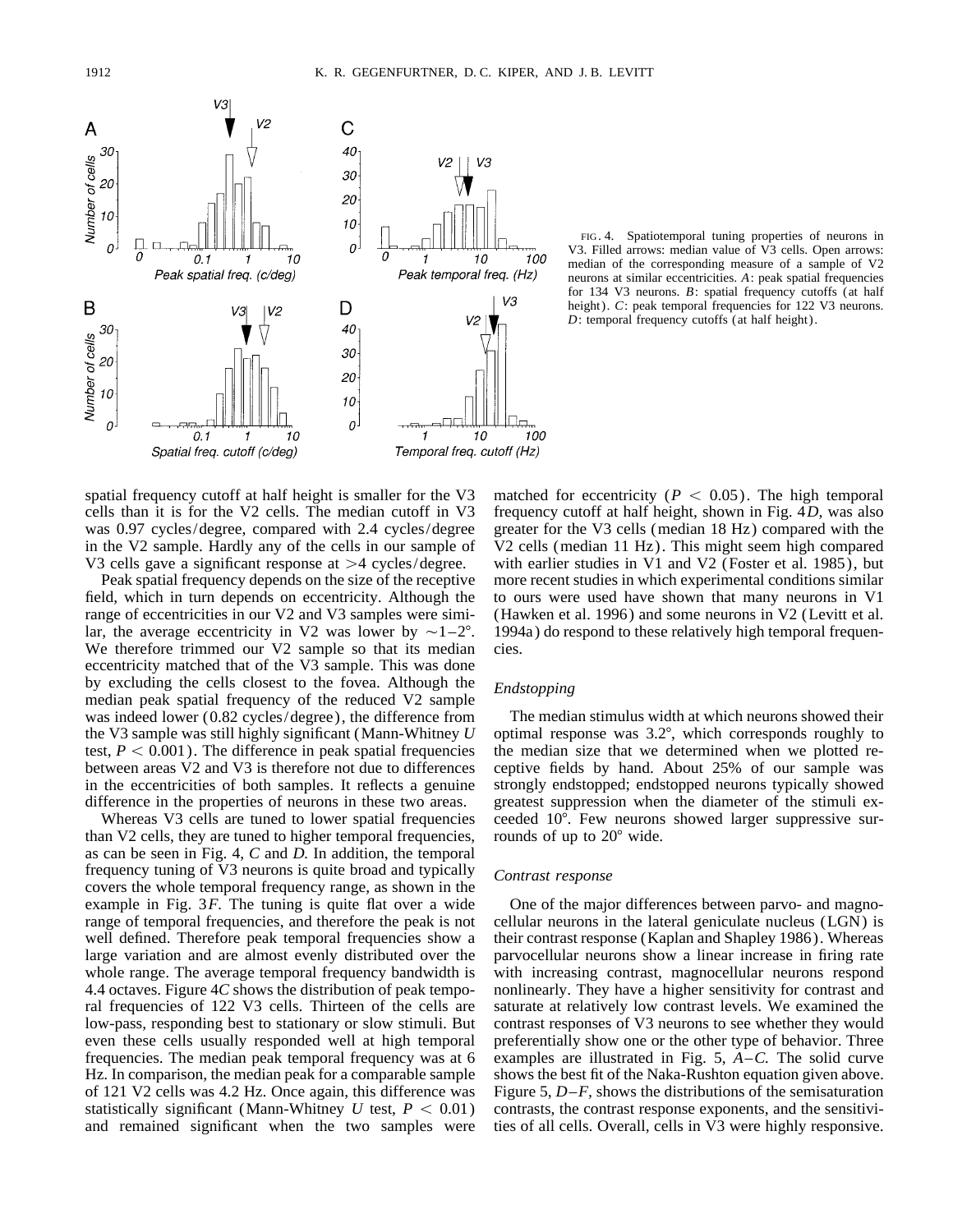FIG. 4. Spatiotemporal tuning properties of neurons in V3. Filled arrows: median value of V3 cells. Open arrows: median of the corresponding measure of a sample of V2 neurons at similar eccentricities. *A*: peak spatial frequencies for 134 V3 neurons. *B*: spatial frequency cutoffs (at half height). *C*: peak temporal frequencies for 122 V3 neurons. *D*: temporal frequency cutoffs (at half height).

spatial frequency cutoff at half height is smaller for the V3 cells than it is for the V2 cells. The median cutoff in V3 was 0.97 cycles/degree, compared with 2.4 cycles/degree in the V2 sample. Hardly any of the cells in our sample of V3 cells gave a significant response at >4 cycles/degree.

Peak spatial frequency depends on the size of the receptive field, which in turn depends on eccentricity. Although the range of eccentricities in our V2 and V3 samples were similar, the average eccentricity in V2 was lower by ∼1–2°. We therefore trimmed our V2 sample so that its median eccentricity matched that of the V3 sample. This was done by excluding the cells closest to the fovea. Although the median peak spatial frequency of the reduced V2 sample was indeed lower (0.82 cycles/degree), the difference from the V3 sample was still highly significant (Mann-Whitney *U* test, $P < 0.001$). The difference in peak spatial frequencies between areas V2 and V3 is therefore not due to differences in the eccentricities of both samples. It reflects a genuine difference in the properties of neurons in these two areas.

Whereas V3 cells are tuned to lower spatial frequencies than V2 cells, they are tuned to higher temporal frequencies, as can be seen in Fig. 4, *C* and *D*. In addition, the temporal frequency tuning of V3 neurons is quite broad and typically covers the whole temporal frequency range, as shown in the example in Fig. 3*F*. The tuning is quite flat over a wide range of temporal frequencies, and therefore the peak is not well defined. Therefore peak temporal frequencies show a large variation and are almost evenly distributed over the whole range. The average temporal frequency bandwidth is 4.4 octaves. Figure 4*C* shows the distribution of peak temporal frequencies of 122 V3 cells. Thirteen of the cells are low-pass, responding best to stationary or slow stimuli. But even these cells usually responded well at high temporal frequencies. The median peak temporal frequency was at 6 Hz. In comparison, the median peak for a comparable sample of 121 V2 cells was 4.2 Hz. Once again, this difference was statistically significant (Mann-Whitney *U* test, $P < 0.01$) and remained significant when the two samples were matched for eccentricity ($P < 0.05$). The high temporal frequency cutoff at half height, shown in Fig. 4*D*, was also greater for the V3 cells (median 18 Hz) compared with the V2 cells (median 11 Hz). This might seem high compared with earlier studies in V1 and V2 (Foster et al. 1985), but more recent studies in which experimental conditions similar to ours were used have shown that many neurons in V1 (Hawken et al. 1996) and some neurons in V2 (Levitt et al. 1994a) do respond to these relatively high temporal frequencies.

### *Endstopping*

The median stimulus width at which neurons showed their optimal response was 3.2°, which corresponds roughly to the median size that we determined when we plotted receptive fields by hand. About 25% of our sample was strongly endstopped; endstopped neurons typically showed greatest suppression when the diameter of the stimuli exceeded 10°. Few neurons showed larger suppressive surrounds of up to 20° wide.

### *Contrast response*

One of the major differences between parvo- and magnocellular neurons in the lateral geniculate nucleus (LGN) is their contrast response (Kaplan and Shapley 1986). Whereas parvocellular neurons show a linear increase in firing rate with increasing contrast, magnocellular neurons respond nonlinearly. They have a higher sensitivity for contrast and saturate at relatively low contrast levels. We examined the contrast responses of V3 neurons to see whether they would preferentially show one or the other type of behavior. Three examples are illustrated in Fig. 5, *A–C*. The solid curve shows the best fit of the Naka-Rushton equation given above. Figure 5, *D–F*, shows the distributions of the semisaturation contrasts, the contrast response exponents, and the sensitivities of all cells. Overall, cells in V3 were highly responsive.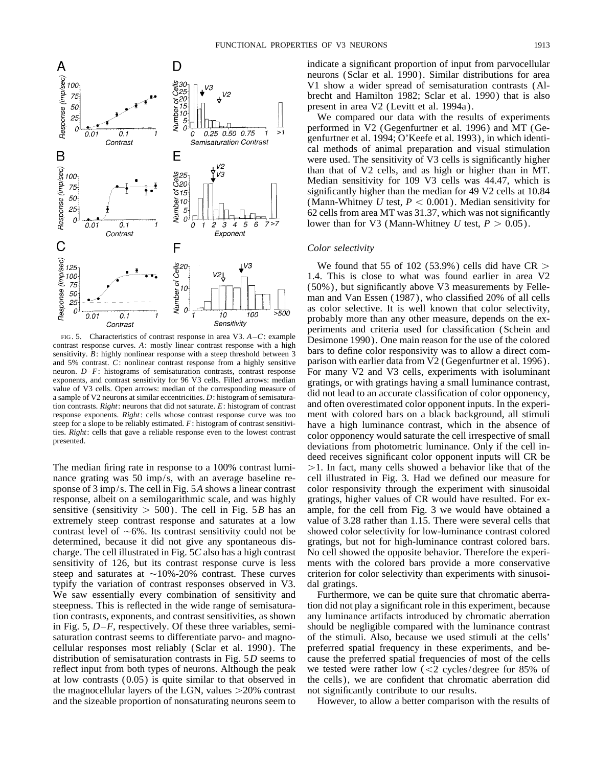FIG. 5. Characteristics of contrast response in area V3. *A–C*: example contrast response curves. *A*: mostly linear contrast response with a high sensitivity. *B*: highly nonlinear response with a steep threshold between 3 and 5% contrast. *C*: nonlinear contrast response from a highly sensitive neuron. *D–F*: histograms of semisaturation contrasts, contrast response exponents, and contrast sensitivity for 96 V3 cells. Filled arrows: median value of V3 cells. Open arrows: median of the corresponding measure of a sample of V2 neurons at similar eccentricities. *D*: histogram of semisaturation contrasts. *Right*: neurons that did not saturate. *E*: histogram of contrast response exponents. *Right*: cells whose contrast response curve was too steep for a slope to be reliably estimated. *F*: histogram of contrast sensitivities. *Right*: cells that gave a reliable response even to the lowest contrast presented.

The median firing rate in response to a 100% contrast luminance grating was 50 imp/s, with an average baseline response of 3 imp/s. The cell in Fig. 5*A* shows a linear contrast response, albeit on a semilogarithmic scale, and was highly sensitive (sensitivity $> 500$). The cell in Fig. 5*B* has an extremely steep contrast response and saturates at a low contrast level of ~6%. Its contrast sensitivity could not be determined, because it did not give any spontaneous discharge. The cell illustrated in Fig. 5*C* also has a high contrast sensitivity of 126, but its contrast response curve is less steep and saturates at ~10%-20% contrast. These curves typify the variation of contrast responses observed in V3. We saw essentially every combination of sensitivity and steepness. This is reflected in the wide range of semisaturation contrasts, exponents, and contrast sensitivities, as shown in Fig. 5, *D–F*, respectively. Of these three variables, semisaturation contrast seems to differentiate parvo- and magnocellular responses most reliably (Sclar et al. 1990). The distribution of semisaturation contrasts in Fig. 5*D* seems to reflect input from both types of neurons. Although the peak at low contrasts (0.05) is quite similar to that observed in the magnocellular layers of the LGN, values >20% contrast and the sizeable proportion of nonsaturating neurons seem to indicate a significant proportion of input from parvocellular neurons (Sclar et al. 1990). Similar distributions for area V1 show a wider spread of semisaturation contrasts (Albrecht and Hamilton 1982; Sclar et al. 1990) that is also present in area V2 (Levitt et al. 1994a).

We compared our data with the results of experiments performed in V2 (Gegenfurtner et al. 1996) and MT (Gegenfurtner et al. 1994; O'Keefe et al. 1993), in which identical methods of animal preparation and visual stimulation were used. The sensitivity of V3 cells is significantly higher than that of V2 cells, and as high or higher than in MT. Median sensitivity for 109 V3 cells was 44.47, which is significantly higher than the median for 49 V2 cells at 10.84 (Mann-Whitney *U* test, $P < 0.001$). Median sensitivity for 62 cells from area MT was 31.37, which was not significantly lower than for V3 (Mann-Whitney *U* test, $P > 0.05$).

### *Color selectivity*

We found that 55 of 102 (53.9%) cells did have CR > 1.4. This is close to what was found earlier in area V2 (50%), but significantly above V3 measurements by Felleman and Van Essen (1987), who classified 20% of all cells as color selective. It is well known that color selectivity, probably more than any other measure, depends on the experiments and criteria used for classification (Schein and Desimone 1990). One main reason for the use of the colored bars to define color responsivity was to allow a direct comparison with earlier data from V2 (Gegenfurtner et al. 1996). For many V2 and V3 cells, experiments with isoluminant gratings, or with gratings having a small luminance contrast, did not lead to an accurate classification of color opponency, and often overestimated color opponent inputs. In the experiment with colored bars on a black background, all stimuli have a high luminance contrast, which in the absence of color opponency would saturate the cell irrespective of small deviations from photometric luminance. Only if the cell indeed receives significant color opponent inputs will CR be >1. In fact, many cells showed a behavior like that of the cell illustrated in Fig. 3. Had we defined our measure for color responsivity through the experiment with sinusoidal gratings, higher values of CR would have resulted. For example, for the cell from Fig. 3 we would have obtained a value of 3.28 rather than 1.15. There were several cells that showed color selectivity for low-luminance contrast colored gratings, but not for high-luminance contrast colored bars. No cell showed the opposite behavior. Therefore the experiments with the colored bars provide a more conservative criterion for color selectivity than experiments with sinusoidal gratings.

Furthermore, we can be quite sure that chromatic aberration did not play a significant role in this experiment, because any luminance artifacts introduced by chromatic aberration should be negligible compared with the luminance contrast of the stimuli. Also, because we used stimuli at the cells' preferred spatial frequency in these experiments, and because the preferred spatial frequencies of most of the cells we tested were rather low (<2 cycles/degree for 85% of the cells), we are confident that chromatic aberration did not significantly contribute to our results.

However, to allow a better comparison with the results of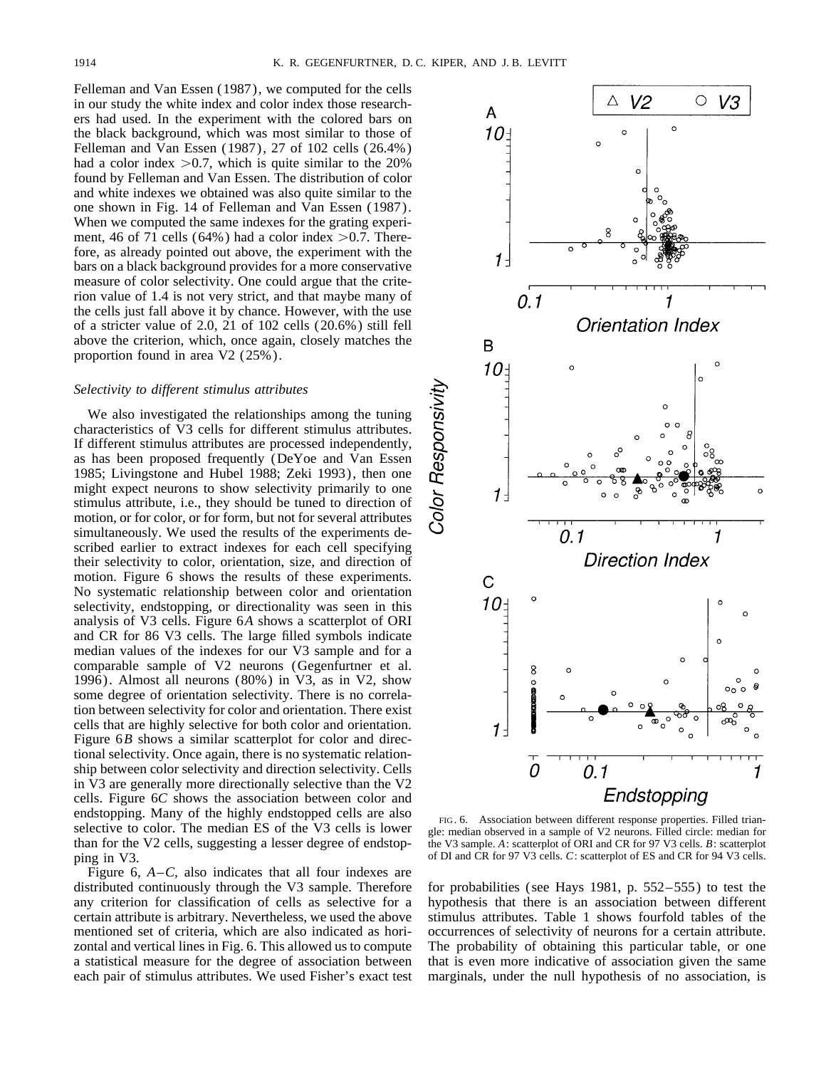Felleman and Van Essen (1987), we computed for the cells in our study the white index and color index those researchers had used. In the experiment with the colored bars on the black background, which was most similar to those of Felleman and Van Essen (1987), 27 of 102 cells (26.4%) had a color index >0.7, which is quite similar to the 20% found by Felleman and Van Essen. The distribution of color and white indexes we obtained was also quite similar to the one shown in Fig. 14 of Felleman and Van Essen (1987). When we computed the same indexes for the grating experiment, 46 of 71 cells (64%) had a color index >0.7. Therefore, as already pointed out above, the experiment with the bars on a black background provides for a more conservative measure of color selectivity. One could argue that the criterion value of 1.4 is not very strict, and that maybe many of the cells just fall above it by chance. However, with the use of a stricter value of 2.0, 21 of 102 cells (20.6%) still fell above the criterion, which, once again, closely matches the proportion found in area V2 (25%).

### *Selectivity to different stimulus attributes*

We also investigated the relationships among the tuning characteristics of V3 cells for different stimulus attributes. If different stimulus attributes are processed independently, as has been proposed frequently (DeYoe and Van Essen 1985; Livingstone and Hubel 1988; Zeki 1993), then one might expect neurons to show selectivity primarily to one stimulus attribute, i.e., they should be tuned to direction of motion, or for color, or for form, but not for several attributes simultaneously. We used the results of the experiments described earlier to extract indexes for each cell specifying their selectivity to color, orientation, size, and direction of motion. Figure 6 shows the results of these experiments. No systematic relationship between color and orientation selectivity, endstopping, or directionality was seen in this analysis of V3 cells. Figure 6*A* shows a scatterplot of ORI and CR for 86 V3 cells. The large filled symbols indicate median values of the indexes for our V3 sample and for a comparable sample of V2 neurons (Gegenfurtner et al. 1996). Almost all neurons (80%) in V3, as in V2, show some degree of orientation selectivity. There is no correlation between selectivity for color and orientation. There exist cells that are highly selective for both color and orientation. Figure 6*B* shows a similar scatterplot for color and directional selectivity. Once again, there is no systematic relationship between color selectivity and direction selectivity. Cells in V3 are generally more directionally selective than the V2 cells. Figure 6*C* shows the association between color and endstopping. Many of the highly endstopped cells are also selective to color. The median ES of the V3 cells is lower than for the V2 cells, suggesting a lesser degree of endstopping in V3.

Figure 6, *A–C*, also indicates that all four indexes are distributed continuously through the V3 sample. Therefore any criterion for classification of cells as selective for a certain attribute is arbitrary. Nevertheless, we used the above mentioned set of criteria, which are also indicated as horizontal and vertical lines in Fig. 6. This allowed us to compute a statistical measure for the degree of association between each pair of stimulus attributes. We used Fisher's exact test for probabilities (see Hays 1981, p. 552–555) to test the hypothesis that there is an association between different stimulus attributes. Table 1 shows fourfold tables of the occurrences of selectivity of neurons for a certain attribute. The probability of obtaining this particular table, or one that is even more indicative of association given the same marginals, under the null hypothesis of no association, is

FIG. 6. Association between different response properties. Filled triangle: median observed in a sample of V2 neurons. Filled circle: median for the V3 sample. *A*: scatterplot of ORI and CR for 97 V3 cells. *B*: scatterplot of DI and CR for 97 V3 cells. *C*: scatterplot of ES and CR for 94 V3 cells.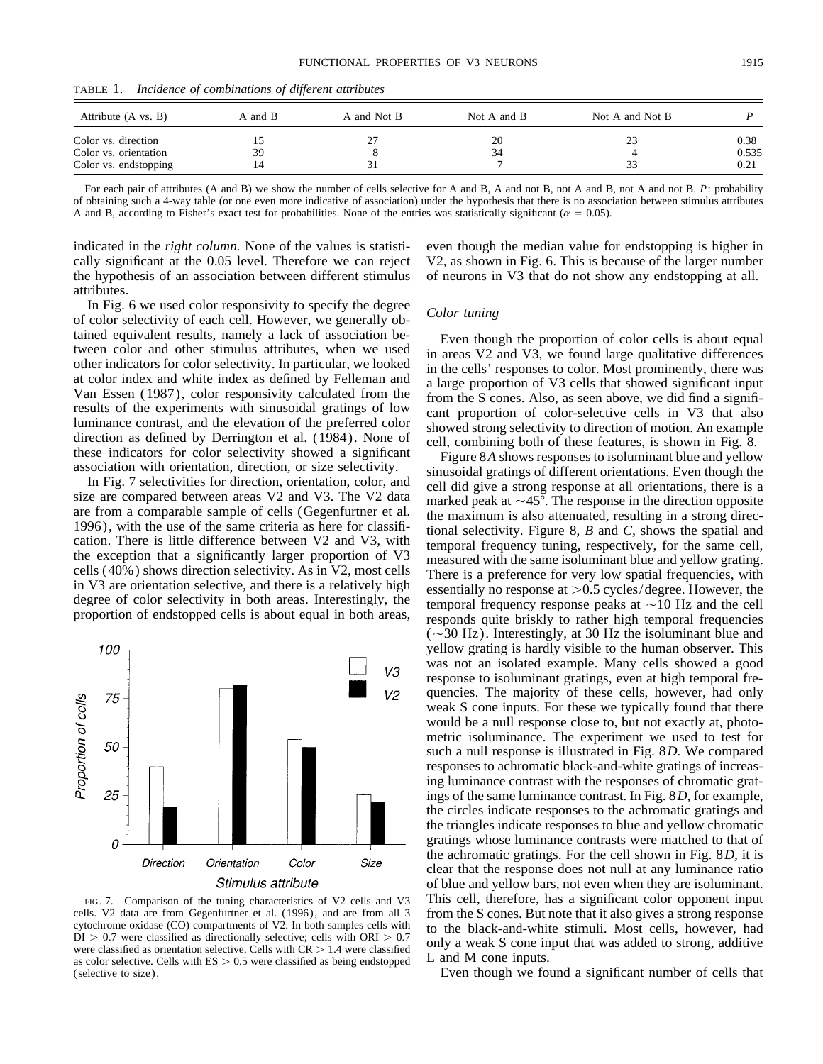TABLE 1. *Incidence of combinations of different attributes*

| Attribute (A vs. B) | A and B | A and Not B | Not A and B | Not A and Not B | *P* |
|---|---|---|---|---|---|
| Color vs. direction | 15 | 27 | 20 | 23 | 0.38 |
| Color vs. orientation | 39 | 8 | 34 | 4 | 0.535 |
| Color vs. endstopping | 14 | 31 | 7 | 33 | 0.21 |

For each pair of attributes (A and B) we show the number of cells selective for A and B, A and not B, not A and B, not A and not B. *P*: probability of obtaining such a 4-way table (or one even more indicative of association) under the hypothesis that there is no association between stimulus attributes A and B, according to Fisher's exact test for probabilities. None of the entries was statistically significant ($\alpha = 0.05$).

indicated in the *right column.* None of the values is statistically significant at the 0.05 level. Therefore we can reject the hypothesis of an association between different stimulus attributes.

In Fig. 6 we used color responsivity to specify the degree of color selectivity of each cell. However, we generally obtained equivalent results, namely a lack of association between color and other stimulus attributes, when we used other indicators for color selectivity. In particular, we looked at color index and white index as defined by Felleman and Van Essen (1987), color responsivity calculated from the results of the experiments with sinusoidal gratings of low luminance contrast, and the elevation of the preferred color direction as defined by Derrington et al. (1984). None of these indicators for color selectivity showed a significant association with orientation, direction, or size selectivity.

In Fig. 7 selectivities for direction, orientation, color, and size are compared between areas V2 and V3. The V2 data are from a comparable sample of cells (Gegenfurtner et al. 1996), with the use of the same criteria as here for classification. There is little difference between V2 and V3, with the exception that a significantly larger proportion of V3 cells (40%) shows direction selectivity. As in V2, most cells in V3 are orientation selective, and there is a relatively high degree of color selectivity in both areas. Interestingly, the proportion of endstopped cells is about equal in both areas, even though the median value for endstopping is higher in V2, as shown in Fig. 6. This is because of the larger number of neurons in V3 that do not show any endstopping at all.

FIG. 7. Comparison of the tuning characteristics of V2 cells and V3 cells. V2 data are from Gegenfurtner et al. (1996), and are from all 3 cytochrome oxidase (CO) compartments of V2. In both samples cells with $DI > 0.7$ were classified as directionally selective; cells with $ORI > 0.7$ were classified as orientation selective. Cells with $CR > 1.4$ were classified as color selective. Cells with $ES > 0.5$ were classified as being endstopped (selective to size).

### *Color tuning*

Even though the proportion of color cells is about equal in areas V2 and V3, we found large qualitative differences in the cells' responses to color. Most prominently, there was a large proportion of V3 cells that showed significant input from the S cones. Also, as seen above, we did find a significant proportion of color-selective cells in V3 that also showed strong selectivity to direction of motion. An example cell, combining both of these features, is shown in Fig. 8.

Figure 8*A* shows responses to isoluminant blue and yellow sinusoidal gratings of different orientations. Even though the cell did give a strong response at all orientations, there is a marked peak at ~45°. The response in the direction opposite the maximum is also attenuated, resulting in a strong directional selectivity. Figure 8, *B* and *C*, shows the spatial and temporal frequency tuning, respectively, for the same cell, measured with the same isoluminant blue and yellow grating. There is a preference for very low spatial frequencies, with essentially no response at >0.5 cycles/degree. However, the temporal frequency response peaks at ~10 Hz and the cell responds quite briskly to rather high temporal frequencies (~30 Hz). Interestingly, at 30 Hz the isoluminant blue and yellow grating is hardly visible to the human observer. This was not an isolated example. Many cells showed a good response to isoluminant gratings, even at high temporal frequencies. The majority of these cells, however, had only weak S cone inputs. For these we typically found that there would be a null response close to, but not exactly at, photometric isoluminance. The experiment we used to test for such a null response is illustrated in Fig. 8*D.* We compared responses to achromatic black-and-white gratings of increasing luminance contrast with the responses of chromatic gratings of the same luminance contrast. In Fig. 8*D,* for example, the circles indicate responses to the achromatic gratings and the triangles indicate responses to blue and yellow chromatic gratings whose luminance contrasts were matched to that of the achromatic gratings. For the cell shown in Fig. 8*D,* it is clear that the response does not null at any luminance ratio of blue and yellow bars, not even when they are isoluminant. This cell, therefore, has a significant color opponent input from the S cones. But note that it also gives a strong response to the black-and-white stimuli. Most cells, however, had only a weak S cone input that was added to strong, additive L and M cone inputs.

Even though we found a significant number of cells that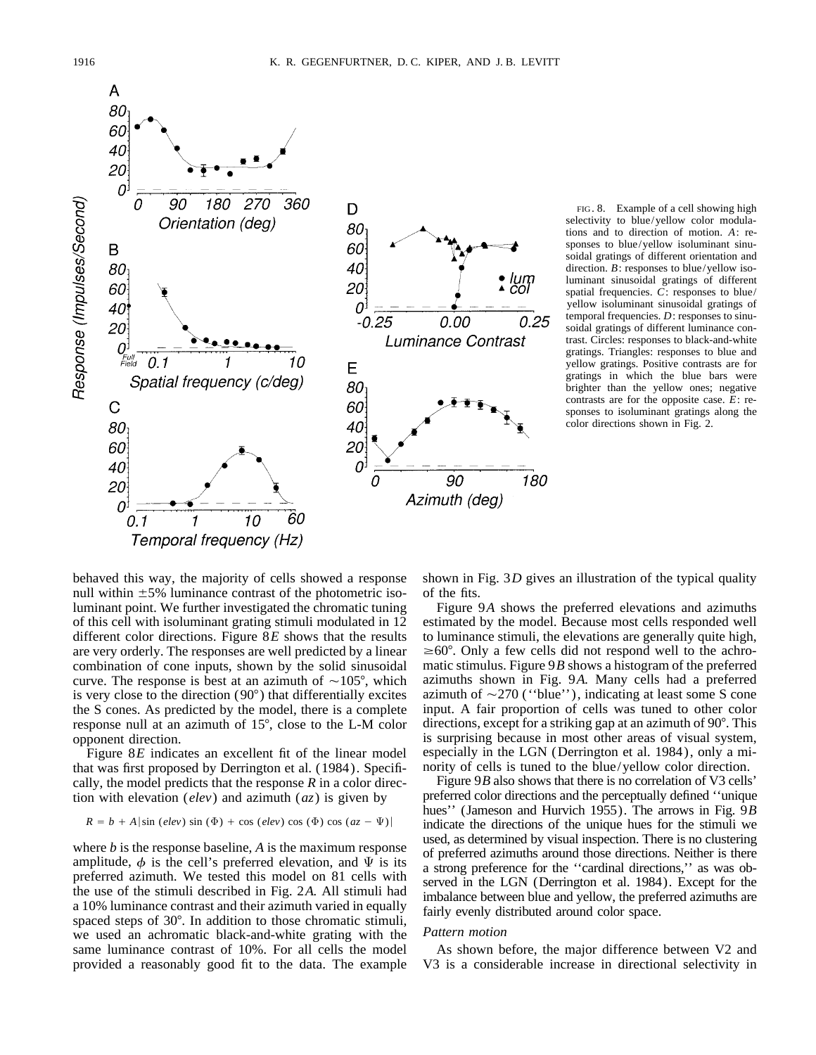FIG. 8. Example of a cell showing high selectivity to blue/yellow color modulations and to direction of motion. *A*: responses to blue/yellow isoluminant sinusoidal gratings of different orientation and direction. *B*: responses to blue/yellow isoluminant sinusoidal gratings of different spatial frequencies. *C*: responses to blue/yellow isoluminant sinusoidal gratings of temporal frequencies. *D*: responses to sinusoidal gratings of different luminance contrast. Circles: responses to black-and-white gratings. Triangles: responses to blue and yellow gratings. Positive contrasts are for gratings in which the blue bars were brighter than the yellow ones; negative contrasts are for the opposite case. *E*: responses to isoluminant gratings along the color directions shown in Fig. 2.

behaved this way, the majority of cells showed a response null within ±5% luminance contrast of the photometric isoluminant point. We further investigated the chromatic tuning of this cell with isoluminant grating stimuli modulated in 12 different color directions. Figure 8*E* shows that the results are very orderly. The responses are well predicted by a linear combination of cone inputs, shown by the solid sinusoidal curve. The response is best at an azimuth of ~105°, which is very close to the direction (90°) that differentially excites the S cones. As predicted by the model, there is a complete response null at an azimuth of 15°, close to the L-M color opponent direction.

Figure 8*E* indicates an excellent fit of the linear model that was first proposed by Derrington et al. (1984). Specifically, the model predicts that the response *R* in a color direction with elevation (*elev*) and azimuth (*az*) is given by

$$R = b + A|\sin(elev)\sin(\Phi) + \cos(elev)\cos(\Phi)\cos(az - \Psi)|$$

where *b* is the response baseline, *A* is the maximum response amplitude, $\phi$ is the cell's preferred elevation, and $\Psi$ is its preferred azimuth. We tested this model on 81 cells with the use of the stimuli described in Fig. 2*A*. All stimuli had a 10% luminance contrast and their azimuth varied in equally spaced steps of 30°. In addition to those chromatic stimuli, we used an achromatic black-and-white grating with the same luminance contrast of 10%. For all cells the model provided a reasonably good fit to the data. The example shown in Fig. 3*D* gives an illustration of the typical quality of the fits.

Figure 9*A* shows the preferred elevations and azimuths estimated by the model. Because most cells responded well to luminance stimuli, the elevations are generally quite high, ≥60°. Only a few cells did not respond well to the achromatic stimulus. Figure 9*B* shows a histogram of the preferred azimuths shown in Fig. 9*A*. Many cells had a preferred azimuth of ~270 (''blue''), indicating at least some S cone input. A fair proportion of cells was tuned to other color directions, except for a striking gap at an azimuth of 90°. This is surprising because in most other areas of visual system, especially in the LGN (Derrington et al. 1984), only a minority of cells is tuned to the blue/yellow color direction.

Figure 9*B* also shows that there is no correlation of V3 cells' preferred color directions and the perceptually defined ''unique hues'' (Jameson and Hurvich 1955). The arrows in Fig. 9*B* indicate the directions of the unique hues for the stimuli we used, as determined by visual inspection. There is no clustering of preferred azimuths around those directions. Neither is there a strong preference for the ''cardinal directions,'' as was observed in the LGN (Derrington et al. 1984). Except for the imbalance between blue and yellow, the preferred azimuths are fairly evenly distributed around color space.

### *Pattern motion*

As shown before, the major difference between V2 and V3 is a considerable increase in directional selectivity in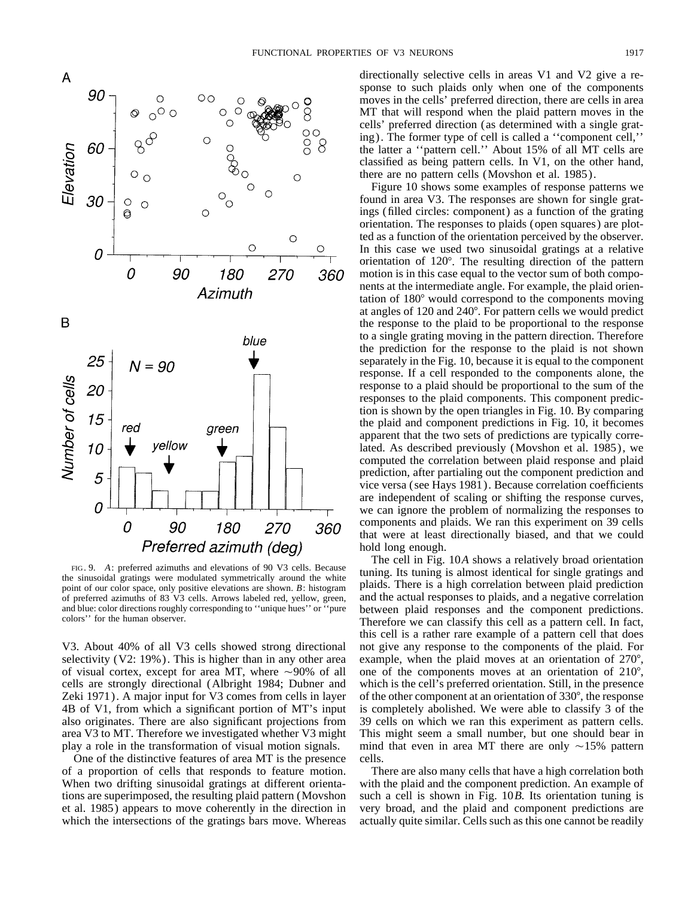FIG. 9. *A*: preferred azimuths and elevations of 90 V3 cells. Because the sinusoidal gratings were modulated symmetrically around the white point of our color space, only positive elevations are shown. *B*: histogram of preferred azimuths of 83 V3 cells. Arrows labeled red, yellow, green, and blue: color directions roughly corresponding to ''unique hues'' or ''pure colors'' for the human observer.

V3. About 40% of all V3 cells showed strong directional selectivity (V2: 19%). This is higher than in any other area of visual cortex, except for area MT, where ~90% of all cells are strongly directional (Albright 1984; Dubner and Zeki 1971). A major input for V3 comes from cells in layer 4B of V1, from which a significant portion of MT's input also originates. There are also significant projections from area V3 to MT. Therefore we investigated whether V3 might play a role in the transformation of visual motion signals.

One of the distinctive features of area MT is the presence of a proportion of cells that responds to feature motion. When two drifting sinusoidal gratings at different orientations are superimposed, the resulting plaid pattern (Movshon et al. 1985) appears to move coherently in the direction in which the intersections of the gratings bars move. Whereas directionally selective cells in areas V1 and V2 give a response to such plaids only when one of the components moves in the cells' preferred direction, there are cells in area MT that will respond when the plaid pattern moves in the cells' preferred direction (as determined with a single grating). The former type of cell is called a ''component cell,'' the latter a ''pattern cell.'' About 15% of all MT cells are classified as being pattern cells. In V1, on the other hand, there are no pattern cells (Movshon et al. 1985).

Figure 10 shows some examples of response patterns we found in area V3. The responses are shown for single gratings (filled circles: component) as a function of the grating orientation. The responses to plaids (open squares) are plotted as a function of the orientation perceived by the observer. In this case we used two sinusoidal gratings at a relative orientation of 120°. The resulting direction of the pattern motion is in this case equal to the vector sum of both components at the intermediate angle. For example, the plaid orientation of 180° would correspond to the components moving at angles of 120 and 240°. For pattern cells we would predict the response to the plaid to be proportional to the response to a single grating moving in the pattern direction. Therefore the prediction for the response to the plaid is not shown separately in the Fig. 10, because it is equal to the component response. If a cell responded to the components alone, the response to a plaid should be proportional to the sum of the responses to the plaid components. This component prediction is shown by the open triangles in Fig. 10. By comparing the plaid and component predictions in Fig. 10, it becomes apparent that the two sets of predictions are typically correlated. As described previously (Movshon et al. 1985), we computed the correlation between plaid response and plaid prediction, after partialing out the component prediction and vice versa (see Hays 1981). Because correlation coefficients are independent of scaling or shifting the response curves, we can ignore the problem of normalizing the responses to components and plaids. We ran this experiment on 39 cells that were at least directionally biased, and that we could hold long enough.

The cell in Fig. 10*A* shows a relatively broad orientation tuning. Its tuning is almost identical for single gratings and plaids. There is a high correlation between plaid prediction and the actual responses to plaids, and a negative correlation between plaid responses and the component predictions. Therefore we can classify this cell as a pattern cell. In fact, this cell is a rather rare example of a pattern cell that does not give any response to the components of the plaid. For example, when the plaid moves at an orientation of 270°, one of the components moves at an orientation of 210°, which is the cell's preferred orientation. Still, in the presence of the other component at an orientation of 330°, the response is completely abolished. We were able to classify 3 of the 39 cells on which we ran this experiment as pattern cells. This might seem a small number, but one should bear in mind that even in area MT there are only ~15% pattern cells.

There are also many cells that have a high correlation both with the plaid and the component prediction. An example of such a cell is shown in Fig. 10*B*. Its orientation tuning is very broad, and the plaid and component predictions are actually quite similar. Cells such as this one cannot be readily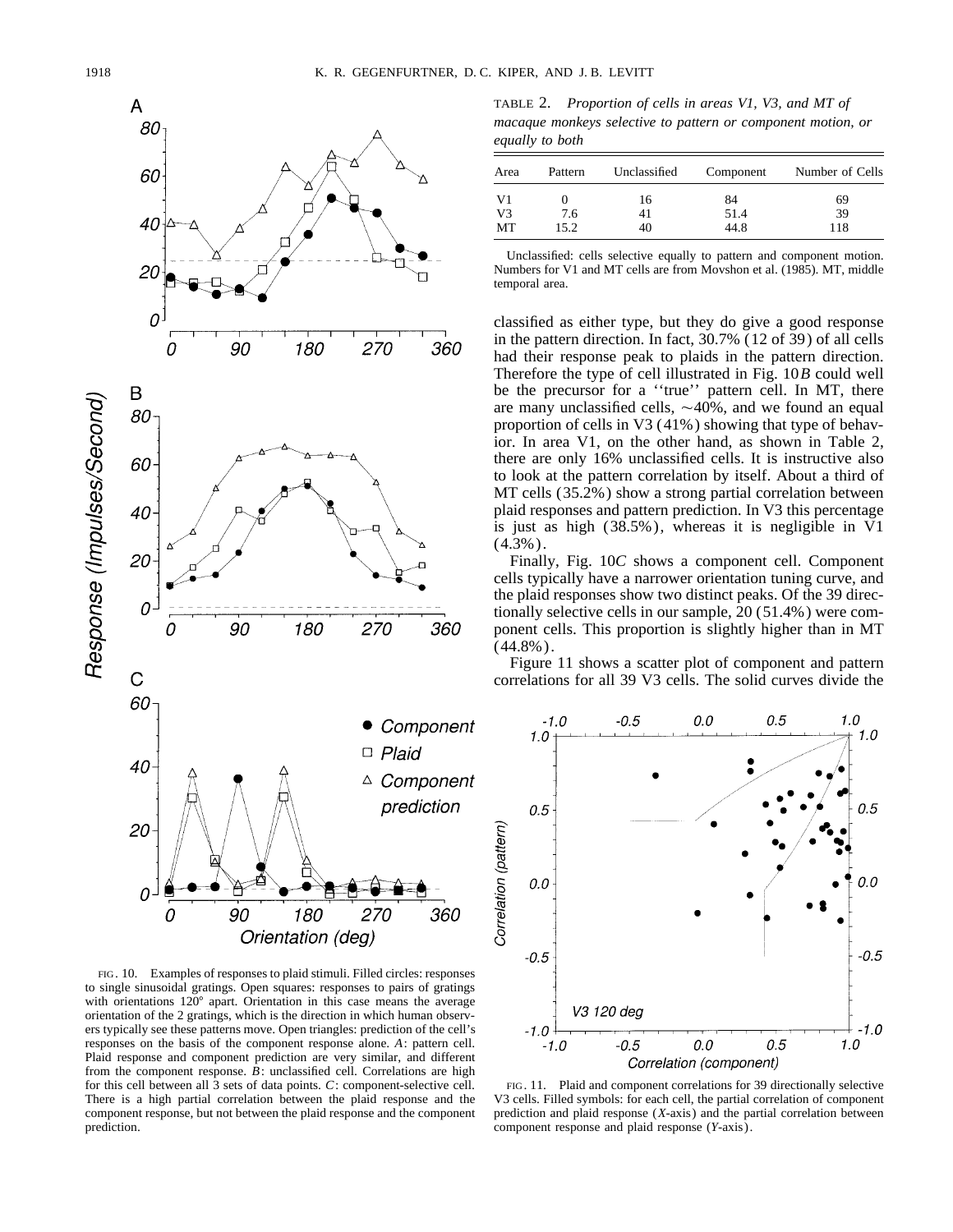TABLE 2. *Proportion of cells in areas V1, V3, and MT of macaque monkeys selective to pattern or component motion, or equally to both*

| Area | Pattern | Unclassified | Component | Number of Cells |
|---|---|---|---|---|
| V1 | 0 | 16 | 84 | 69 |
| V3 | 7.6 | 41 | 51.4 | 39 |
| MT | 15.2 | 40 | 44.8 | 118 |

Unclassified: cells selective equally to pattern and component motion. Numbers for V1 and MT cells are from Movshon et al. (1985). MT, middle temporal area.

classified as either type, but they do give a good response in the pattern direction. In fact, 30.7% (12 of 39) of all cells had their response peak to plaids in the pattern direction. Therefore the type of cell illustrated in Fig. 10*B* could well be the precursor for a ''true'' pattern cell. In MT, there are many unclassified cells, ~40%, and we found an equal proportion of cells in V3 (41%) showing that type of behavior. In area V1, on the other hand, as shown in Table 2, there are only 16% unclassified cells. It is instructive also to look at the pattern correlation by itself. About a third of MT cells (35.2%) show a strong partial correlation between plaid responses and pattern prediction. In V3 this percentage is just as high (38.5%), whereas it is negligible in V1 (4.3%).

Finally, Fig. 10*C* shows a component cell. Component cells typically have a narrower orientation tuning curve, and the plaid responses show two distinct peaks. Of the 39 directionally selective cells in our sample, 20 (51.4%) were component cells. This proportion is slightly higher than in MT (44.8%).

Figure 11 shows a scatter plot of component and pattern correlations for all 39 V3 cells. The solid curves divide the

FIG. 10. Examples of responses to plaid stimuli. Filled circles: responses to single sinusoidal gratings. Open squares: responses to pairs of gratings with orientations 120° apart. Orientation in this case means the average orientation of the 2 gratings, which is the direction in which human observers typically see these patterns move. Open triangles: prediction of the cell's responses on the basis of the component response alone. *A*: pattern cell. Plaid response and component prediction are very similar, and different from the component response. *B*: unclassified cell. Correlations are high for this cell between all 3 sets of data points. *C*: component-selective cell. There is a high partial correlation between the plaid response and the component response, but not between the plaid response and the component prediction.

FIG. 11. Plaid and component correlations for 39 directionally selective V3 cells. Filled symbols: for each cell, the partial correlation of component prediction and plaid response (*X*-axis) and the partial correlation between component response and plaid response (*Y*-axis).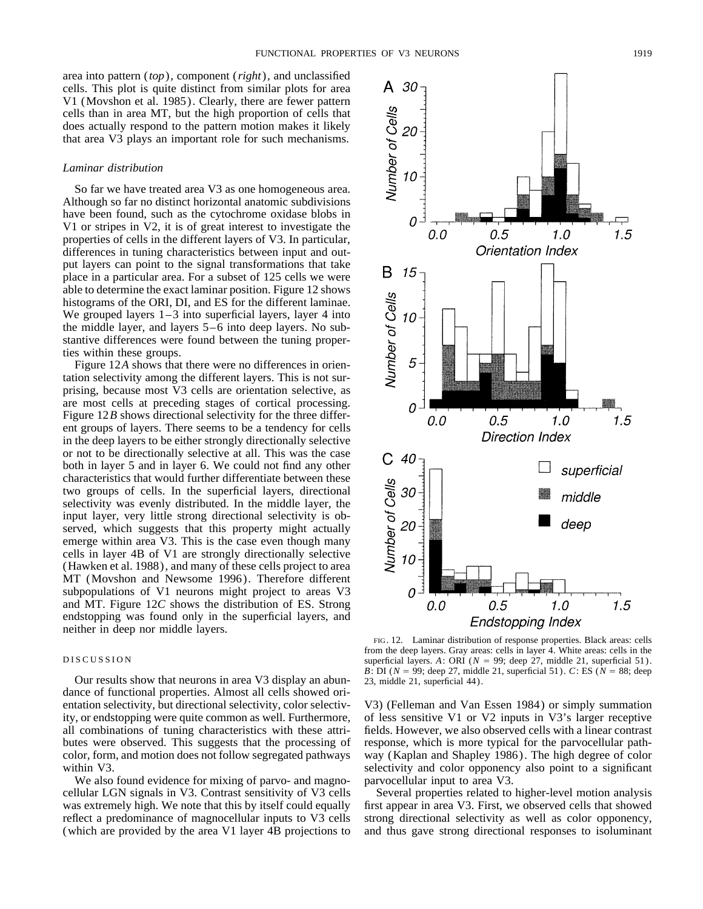area into pattern (*top*), component (*right*), and unclassified cells. This plot is quite distinct from similar plots for area V1 (Movshon et al. 1985). Clearly, there are fewer pattern cells than in area MT, but the high proportion of cells that does actually respond to the pattern motion makes it likely that area V3 plays an important role for such mechanisms.

### *Laminar distribution*

So far we have treated area V3 as one homogeneous area. Although so far no distinct horizontal anatomic subdivisions have been found, such as the cytochrome oxidase blobs in V1 or stripes in V2, it is of great interest to investigate the properties of cells in the different layers of V3. In particular, differences in tuning characteristics between input and output layers can point to the signal transformations that take place in a particular area. For a subset of 125 cells we were able to determine the exact laminar position. Figure 12 shows histograms of the ORI, DI, and ES for the different laminae. We grouped layers 1–3 into superficial layers, layer 4 into the middle layer, and layers 5–6 into deep layers. No substantive differences were found between the tuning properties within these groups.

Figure 12*A* shows that there were no differences in orientation selectivity among the different layers. This is not surprising, because most V3 cells are orientation selective, as are most cells at preceding stages of cortical processing. Figure 12*B* shows directional selectivity for the three different groups of layers. There seems to be a tendency for cells in the deep layers to be either strongly directionally selective or not to be directionally selective at all. This was the case both in layer 5 and in layer 6. We could not find any other characteristics that would further differentiate between these two groups of cells. In the superficial layers, directional selectivity was evenly distributed. In the middle layer, the input layer, very little strong directional selectivity is observed, which suggests that this property might actually emerge within area V3. This is the case even though many cells in layer 4B of V1 are strongly directionally selective (Hawken et al. 1988), and many of these cells project to area MT (Movshon and Newsome 1996). Therefore different subpopulations of V1 neurons might project to areas V3 and MT. Figure 12*C* shows the distribution of ES. Strong endstopping was found only in the superficial layers, and neither in deep nor middle layers.

FIG. 12. Laminar distribution of response properties. Black areas: cells from the deep layers. Gray areas: cells in layer 4. White areas: cells in the superficial layers. *A*: ORI ($N = 99$; deep 27, middle 21, superficial 51). *B*: DI ($N = 99$; deep 27, middle 21, superficial 51). *C*: ES ($N = 88$; deep 23, middle 21, superficial 44).

## DISCUSSION

Our results show that neurons in area V3 display an abundance of functional properties. Almost all cells showed orientation selectivity, but directional selectivity, color selectivity, or endstopping were quite common as well. Furthermore, all combinations of tuning characteristics with these attributes were observed. This suggests that the processing of color, form, and motion does not follow segregated pathways within V3.

We also found evidence for mixing of parvo- and magnocellular LGN signals in V3. Contrast sensitivity of V3 cells was extremely high. We note that this by itself could equally reflect a predominance of magnocellular inputs to V3 cells (which are provided by the area V1 layer 4B projections to V3) (Felleman and Van Essen 1984) or simply summation of less sensitive V1 or V2 inputs in V3's larger receptive fields. However, we also observed cells with a linear contrast response, which is more typical for the parvocellular pathway (Kaplan and Shapley 1986). The high degree of color selectivity and color opponency also point to a significant parvocellular input to area V3.

Several properties related to higher-level motion analysis first appear in area V3. First, we observed cells that showed strong directional selectivity as well as color opponency, and thus gave strong directional responses to isoluminant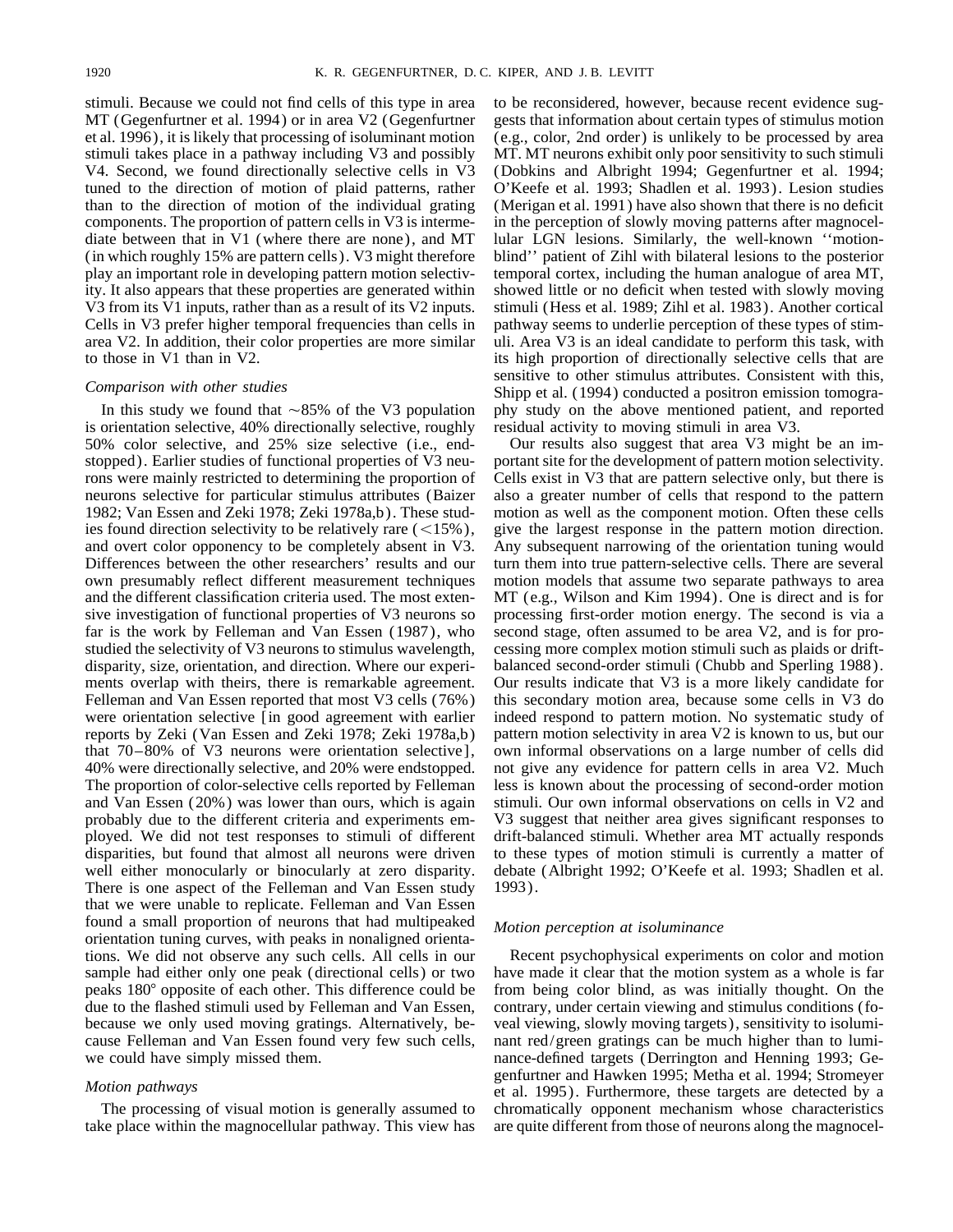stimuli. Because we could not find cells of this type in area MT (Gegenfurtner et al. 1994) or in area V2 (Gegenfurtner et al. 1996), it is likely that processing of isoluminant motion stimuli takes place in a pathway including V3 and possibly V4. Second, we found directionally selective cells in V3 tuned to the direction of motion of plaid patterns, rather than to the direction of motion of the individual grating components. The proportion of pattern cells in V3 is intermediate between that in V1 (where there are none), and MT (in which roughly 15% are pattern cells). V3 might therefore play an important role in developing pattern motion selectivity. It also appears that these properties are generated within V3 from its V1 inputs, rather than as a result of its V2 inputs. Cells in V3 prefer higher temporal frequencies than cells in area V2. In addition, their color properties are more similar to those in V1 than in V2.

### *Comparison with other studies*

In this study we found that ~85% of the V3 population is orientation selective, 40% directionally selective, roughly 50% color selective, and 25% size selective (i.e., endstopped). Earlier studies of functional properties of V3 neurons were mainly restricted to determining the proportion of neurons selective for particular stimulus attributes (Baizer 1982; Van Essen and Zeki 1978; Zeki 1978a,b). These studies found direction selectivity to be relatively rare (<15%), and overt color opponency to be completely absent in V3. Differences between the other researchers' results and our own presumably reflect different measurement techniques and the different classification criteria used. The most extensive investigation of functional properties of V3 neurons so far is the work by Felleman and Van Essen (1987), who studied the selectivity of V3 neurons to stimulus wavelength, disparity, size, orientation, and direction. Where our experiments overlap with theirs, there is remarkable agreement. Felleman and Van Essen reported that most V3 cells (76%) were orientation selective [in good agreement with earlier reports by Zeki (Van Essen and Zeki 1978; Zeki 1978a,b) that 70–80% of V3 neurons were orientation selective], 40% were directionally selective, and 20% were endstopped. The proportion of color-selective cells reported by Felleman and Van Essen (20%) was lower than ours, which is again probably due to the different criteria and experiments employed. We did not test responses to stimuli of different disparities, but found that almost all neurons were driven well either monocularly or binocularly at zero disparity. There is one aspect of the Felleman and Van Essen study that we were unable to replicate. Felleman and Van Essen found a small proportion of neurons that had multipeaked orientation tuning curves, with peaks in nonaligned orientations. We did not observe any such cells. All cells in our sample had either only one peak (directional cells) or two peaks 180° opposite of each other. This difference could be due to the flashed stimuli used by Felleman and Van Essen, because we only used moving gratings. Alternatively, because Felleman and Van Essen found very few such cells, we could have simply missed them.

### *Motion pathways*

The processing of visual motion is generally assumed to take place within the magnocellular pathway. This view has to be reconsidered, however, because recent evidence suggests that information about certain types of stimulus motion (e.g., color, 2nd order) is unlikely to be processed by area MT. MT neurons exhibit only poor sensitivity to such stimuli (Dobkins and Albright 1994; Gegenfurtner et al. 1994; O'Keefe et al. 1993; Shadlen et al. 1993). Lesion studies (Merigan et al. 1991) have also shown that there is no deficit in the perception of slowly moving patterns after magnocellular LGN lesions. Similarly, the well-known ''motion-blind'' patient of Zihl with bilateral lesions to the posterior temporal cortex, including the human analogue of area MT, showed little or no deficit when tested with slowly moving stimuli (Hess et al. 1989; Zihl et al. 1983). Another cortical pathway seems to underlie perception of these types of stimuli. Area V3 is an ideal candidate to perform this task, with its high proportion of directionally selective cells that are sensitive to other stimulus attributes. Consistent with this, Shipp et al. (1994) conducted a positron emission tomography study on the above mentioned patient, and reported residual activity to moving stimuli in area V3.

Our results also suggest that area V3 might be an important site for the development of pattern motion selectivity. Cells exist in V3 that are pattern selective only, but there is also a greater number of cells that respond to the pattern motion as well as the component motion. Often these cells give the largest response in the pattern motion direction. Any subsequent narrowing of the orientation tuning would turn them into true pattern-selective cells. There are several motion models that assume two separate pathways to area MT (e.g., Wilson and Kim 1994). One is direct and is for processing first-order motion energy. The second is via a second stage, often assumed to be area V2, and is for processing more complex motion stimuli such as plaids or drift-balanced second-order stimuli (Chubb and Sperling 1988). Our results indicate that V3 is a more likely candidate for this secondary motion area, because some cells in V3 do indeed respond to pattern motion. No systematic study of pattern motion selectivity in area V2 is known to us, but our own informal observations on a large number of cells did not give any evidence for pattern cells in area V2. Much less is known about the processing of second-order motion stimuli. Our own informal observations on cells in V2 and V3 suggest that neither area gives significant responses to drift-balanced stimuli. Whether area MT actually responds to these types of motion stimuli is currently a matter of debate (Albright 1992; O'Keefe et al. 1993; Shadlen et al. 1993).

### *Motion perception at isoluminance*

Recent psychophysical experiments on color and motion have made it clear that the motion system as a whole is far from being color blind, as was initially thought. On the contrary, under certain viewing and stimulus conditions (foveal viewing, slowly moving targets), sensitivity to isoluminant red/green gratings can be much higher than to luminance-defined targets (Derrington and Henning 1993; Gegenfurtner and Hawken 1995; Metha et al. 1994; Stromeyer et al. 1995). Furthermore, these targets are detected by a chromatically opponent mechanism whose characteristics are quite different from those of neurons along the magnocel-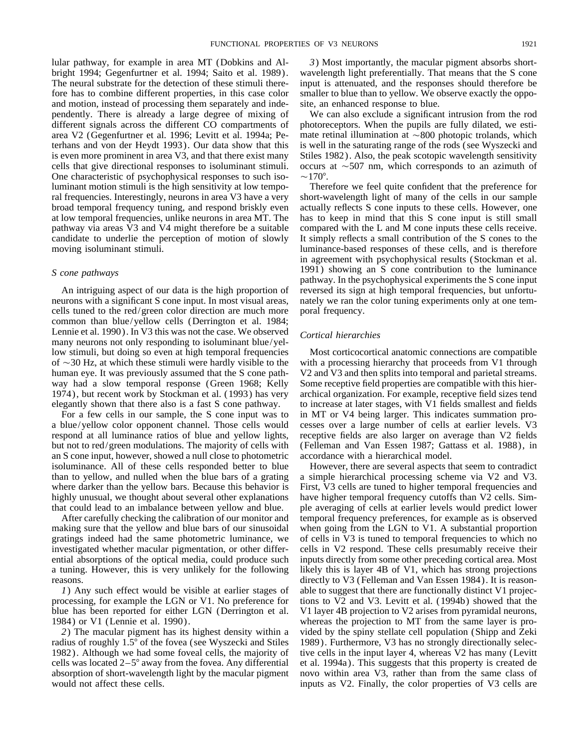lular pathway, for example in area MT (Dobkins and Albright 1994; Gegenfurtner et al. 1994; Saito et al. 1989). The neural substrate for the detection of these stimuli therefore has to combine different properties, in this case color and motion, instead of processing them separately and independently. There is already a large degree of mixing of different signals across the different CO compartments of area V2 (Gegenfurtner et al. 1996; Levitt et al. 1994a; Peterhans and von der Heydt 1993). Our data show that this is even more prominent in area V3, and that there exist many cells that give directional responses to isoluminant stimuli. One characteristic of psychophysical responses to such isoluminant motion stimuli is the high sensitivity at low temporal frequencies. Interestingly, neurons in area V3 have a very broad temporal frequency tuning, and respond briskly even at low temporal frequencies, unlike neurons in area MT. The pathway via areas V3 and V4 might therefore be a suitable candidate to underlie the perception of motion of slowly moving isoluminant stimuli.

### *S cone pathways*

An intriguing aspect of our data is the high proportion of neurons with a significant S cone input. In most visual areas, cells tuned to the red/green color direction are much more common than blue/yellow cells (Derrington et al. 1984; Lennie et al. 1990). In V3 this was not the case. We observed many neurons not only responding to isoluminant blue/yellow stimuli, but doing so even at high temporal frequencies of ~30 Hz, at which these stimuli were hardly visible to the human eye. It was previously assumed that the S cone pathway had a slow temporal response (Green 1968; Kelly 1974), but recent work by Stockman et al. (1993) has very elegantly shown that there also is a fast S cone pathway.

For a few cells in our sample, the S cone input was to a blue/yellow color opponent channel. Those cells would respond at all luminance ratios of blue and yellow lights, but not to red/green modulations. The majority of cells with an S cone input, however, showed a null close to photometric isoluminance. All of these cells responded better to blue than to yellow, and nulled when the blue bars of a grating where darker than the yellow bars. Because this behavior is highly unusual, we thought about several other explanations that could lead to an imbalance between yellow and blue.

After carefully checking the calibration of our monitor and making sure that the yellow and blue bars of our sinusoidal gratings indeed had the same photometric luminance, we investigated whether macular pigmentation, or other differential absorptions of the optical media, could produce such a tuning. However, this is very unlikely for the following reasons.

*1*) Any such effect would be visible at earlier stages of processing, for example the LGN or V1. No preference for blue has been reported for either LGN (Derrington et al. 1984) or V1 (Lennie et al. 1990).

*2*) The macular pigment has its highest density within a radius of roughly 1.5° of the fovea (see Wyszecki and Stiles 1982). Although we had some foveal cells, the majority of cells was located 2–5° away from the fovea. Any differential absorption of short-wavelength light by the macular pigment would not affect these cells.

*3*) Most importantly, the macular pigment absorbs short-wavelength light preferentially. That means that the S cone input is attenuated, and the responses should therefore be smaller to blue than to yellow. We observe exactly the opposite, an enhanced response to blue.

We can also exclude a significant intrusion from the rod photoreceptors. When the pupils are fully dilated, we estimate retinal illumination at ~800 photopic trolands, which is well in the saturating range of the rods (see Wyszecki and Stiles 1982). Also, the peak scotopic wavelength sensitivity occurs at ~507 nm, which corresponds to an azimuth of ~170°.

Therefore we feel quite confident that the preference for short-wavelength light of many of the cells in our sample actually reflects S cone inputs to these cells. However, one has to keep in mind that this S cone input is still small compared with the L and M cone inputs these cells receive. It simply reflects a small contribution of the S cones to the luminance-based responses of these cells, and is therefore in agreement with psychophysical results (Stockman et al. 1991) showing an S cone contribution to the luminance pathway. In the psychophysical experiments the S cone input reversed its sign at high temporal frequencies, but unfortunately we ran the color tuning experiments only at one temporal frequency.

### *Cortical hierarchies*

Most corticocortical anatomic connections are compatible with a processing hierarchy that proceeds from V1 through V2 and V3 and then splits into temporal and parietal streams. Some receptive field properties are compatible with this hierarchical organization. For example, receptive field sizes tend to increase at later stages, with V1 fields smallest and fields in MT or V4 being larger. This indicates summation processes over a large number of cells at earlier levels. V3 receptive fields are also larger on average than V2 fields (Felleman and Van Essen 1987; Gattass et al. 1988), in accordance with a hierarchical model.

However, there are several aspects that seem to contradict a simple hierarchical processing scheme via V2 and V3. First, V3 cells are tuned to higher temporal frequencies and have higher temporal frequency cutoffs than V2 cells. Simple averaging of cells at earlier levels would predict lower temporal frequency preferences, for example as is observed when going from the LGN to V1. A substantial proportion of cells in V3 is tuned to temporal frequencies to which no cells in V2 respond. These cells presumably receive their inputs directly from some other preceding cortical area. Most likely this is layer 4B of V1, which has strong projections directly to V3 (Felleman and Van Essen 1984). It is reasonable to suggest that there are functionally distinct V1 projections to V2 and V3. Levitt et al. (1994b) showed that the V1 layer 4B projection to V2 arises from pyramidal neurons, whereas the projection to MT from the same layer is provided by the spiny stellate cell population (Shipp and Zeki 1989). Furthermore, V3 has no strongly directionally selective cells in the input layer 4, whereas V2 has many (Levitt et al. 1994a). This suggests that this property is created de novo within area V3, rather than from the same class of inputs as V2. Finally, the color properties of V3 cells are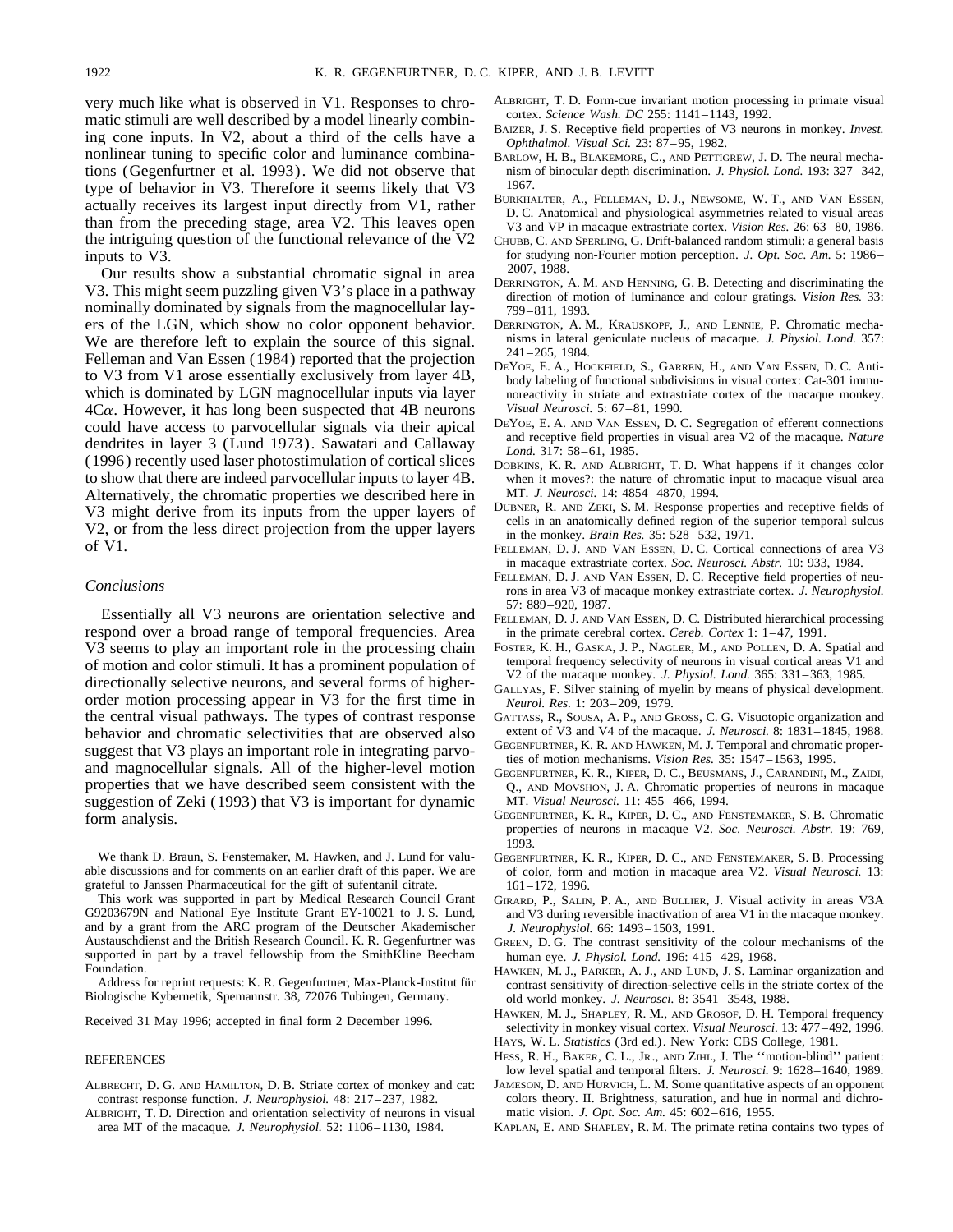very much like what is observed in V1. Responses to chromatic stimuli are well described by a model linearly combining cone inputs. In V2, about a third of the cells have a nonlinear tuning to specific color and luminance combinations (Gegenfurtner et al. 1993). We did not observe that type of behavior in V3. Therefore it seems likely that V3 actually receives its largest input directly from V1, rather than from the preceding stage, area V2. This leaves open the intriguing question of the functional relevance of the V2 inputs to V3.

Our results show a substantial chromatic signal in area V3. This might seem puzzling given V3's place in a pathway nominally dominated by signals from the magnocellular layers of the LGN, which show no color opponent behavior. We are therefore left to explain the source of this signal. Felleman and Van Essen (1984) reported that the projection to V3 from V1 arose essentially exclusively from layer 4B, which is dominated by LGN magnocellular inputs via layer 4C$\alpha$. However, it has long been suspected that 4B neurons could have access to parvocellular signals via their apical dendrites in layer 3 (Lund 1973). Sawatari and Callaway (1996) recently used laser photostimulation of cortical slices to show that there are indeed parvocellular inputs to layer 4B. Alternatively, the chromatic properties we described here in V3 might derive from its inputs from the upper layers of V2, or from the less direct projection from the upper layers of V1.

### *Conclusions*

Essentially all V3 neurons are orientation selective and respond over a broad range of temporal frequencies. Area V3 seems to play an important role in the processing chain of motion and color stimuli. It has a prominent population of directionally selective neurons, and several forms of higher-order motion processing appear in V3 for the first time in the central visual pathways. The types of contrast response behavior and chromatic selectivities that are observed also suggest that V3 plays an important role in integrating parvo- and magnocellular signals. All of the higher-level motion properties that we have described seem consistent with the suggestion of Zeki (1993) that V3 is important for dynamic form analysis.

We thank D. Braun, S. Fenstemaker, M. Hawken, and J. Lund for valuable discussions and for comments on an earlier draft of this paper. We are grateful to Janssen Pharmaceutical for the gift of sufentanil citrate.

This work was supported in part by Medical Research Council Grant G9203679N and National Eye Institute Grant EY-10021 to J. S. Lund, and by a grant from the ARC program of the Deutscher Akademischer Austauschdienst and the British Research Council. K. R. Gegenfurtner was supported in part by a travel fellowship from the SmithKline Beecham Foundation.

Address for reprint requests: K. R. Gegenfurtner, Max-Planck-Institut für Biologische Kybernetik, Spemannstr. 38, 72076 Tubingen, Germany.

Received 31 May 1996; accepted in final form 2 December 1996.

## REFERENCES

ALBRECHT, D. G. AND HAMILTON, D. B. Striate cortex of monkey and cat: contrast response function. *J. Neurophysiol.* 48: 217–237, 1982.

ALBRIGHT, T. D. Direction and orientation selectivity of neurons in visual area MT of the macaque. *J. Neurophysiol.* 52: 1106–1130, 1984.

ALBRIGHT, T. D. Form-cue invariant motion processing in primate visual cortex. *Science Wash. DC* 255: 1141–1143, 1992.

BAIZER, J. S. Receptive field properties of V3 neurons in monkey. *Invest. Ophthalmol. Visual Sci.* 23: 87–95, 1982.

BARLOW, H. B., BLAKEMORE, C., AND PETTIGREW, J. D. The neural mechanism of binocular depth discrimination. *J. Physiol. Lond.* 193: 327–342, 1967.

BURKHALTER, A., FELLEMAN, D. J., NEWSOME, W. T., AND VAN ESSEN, D. C. Anatomical and physiological asymmetries related to visual areas V3 and VP in macaque extrastriate cortex. *Vision Res.* 26: 63–80, 1986.

CHUBB, C. AND SPERLING, G. Drift-balanced random stimuli: a general basis for studying non-Fourier motion perception. *J. Opt. Soc. Am.* 5: 1986–2007, 1988.

DERRINGTON, A. M. AND HENNING, G. B. Detecting and discriminating the direction of motion of luminance and colour gratings. *Vision Res.* 33: 799–811, 1993.

DERRINGTON, A. M., KRAUSKOPF, J., AND LENNIE, P. Chromatic mechanisms in lateral geniculate nucleus of macaque. *J. Physiol. Lond.* 357: 241–265, 1984.

DEYOE, E. A., HOCKFIELD, S., GARREN, H., AND VAN ESSEN, D. C. Antibody labeling of functional subdivisions in visual cortex: Cat-301 immunoreactivity in striate and extrastriate cortex of the macaque monkey. *Visual Neurosci.* 5: 67–81, 1990.

DEYOE, E. A. AND VAN ESSEN, D. C. Segregation of efferent connections and receptive field properties in visual area V2 of the macaque. *Nature Lond.* 317: 58–61, 1985.

DOBKINS, K. R. AND ALBRIGHT, T. D. What happens if it changes color when it moves?: the nature of chromatic input to macaque visual area MT. *J. Neurosci.* 14: 4854–4870, 1994.

DUBNER, R. AND ZEKI, S. M. Response properties and receptive fields of cells in an anatomically defined region of the superior temporal sulcus in the monkey. *Brain Res.* 35: 528–532, 1971.

FELLEMAN, D. J. AND VAN ESSEN, D. C. Cortical connections of area V3 in macaque extrastriate cortex. *Soc. Neurosci. Abstr.* 10: 933, 1984.

FELLEMAN, D. J. AND VAN ESSEN, D. C. Receptive field properties of neurons in area V3 of macaque monkey extrastriate cortex. *J. Neurophysiol.* 57: 889–920, 1987.

FELLEMAN, D. J. AND VAN ESSEN, D. C. Distributed hierarchical processing in the primate cerebral cortex. *Cereb. Cortex* 1: 1–47, 1991.

FOSTER, K. H., GASKA, J. P., NAGLER, M., AND POLLEN, D. A. Spatial and temporal frequency selectivity of neurons in visual cortical areas V1 and V2 of the macaque monkey. *J. Physiol. Lond.* 365: 331–363, 1985.

GALLYAS, F. Silver staining of myelin by means of physical development. *Neurol. Res.* 1: 203–209, 1979.

GATTASS, R., SOUSA, A. P., AND GROSS, C. G. Visuotopic organization and extent of V3 and V4 of the macaque. *J. Neurosci.* 8: 1831–1845, 1988.

GEGENFURTNER, K. R. AND HAWKEN, M. J. Temporal and chromatic properties of motion mechanisms. *Vision Res.* 35: 1547–1563, 1995.

GEGENFURTNER, K. R., KIPER, D. C., BEUSMANS, J., CARANDINI, M., ZAIDI, Q., AND MOVSHON, J. A. Chromatic properties of neurons in macaque MT. *Visual Neurosci.* 11: 455–466, 1994.

GEGENFURTNER, K. R., KIPER, D. C., AND FENSTEMAKER, S. B. Chromatic properties of neurons in macaque V2. *Soc. Neurosci. Abstr.* 19: 769, 1993.

GEGENFURTNER, K. R., KIPER, D. C., AND FENSTEMAKER, S. B. Processing of color, form and motion in macaque area V2. *Visual Neurosci.* 13: 161–172, 1996.

GIRARD, P., SALIN, P. A., AND BULLIER, J. Visual activity in areas V3A and V3 during reversible inactivation of area V1 in the macaque monkey. *J. Neurophysiol.* 66: 1493–1503, 1991.

GREEN, D. G. The contrast sensitivity of the colour mechanisms of the human eye. *J. Physiol. Lond.* 196: 415–429, 1968.

HAWKEN, M. J., PARKER, A. J., AND LUND, J. S. Laminar organization and contrast sensitivity of direction-selective cells in the striate cortex of the old world monkey. *J. Neurosci.* 8: 3541–3548, 1988.

HAWKEN, M. J., SHAPLEY, R. M., AND GROSOF, D. H. Temporal frequency selectivity in monkey visual cortex. *Visual Neurosci.* 13: 477–492, 1996.

HAYS, W. L. *Statistics* (3rd ed.). New York: CBS College, 1981.

HESS, R. H., BAKER, C. L., JR., AND ZIHL, J. The ''motion-blind'' patient: low level spatial and temporal filters. *J. Neurosci.* 9: 1628–1640, 1989.

JAMESON, D. AND HURVICH, L. M. Some quantitative aspects of an opponent colors theory. II. Brightness, saturation, and hue in normal and dichromatic vision. *J. Opt. Soc. Am.* 45: 602–616, 1955.

KAPLAN, E. AND SHAPLEY, R. M. The primate retina contains two types of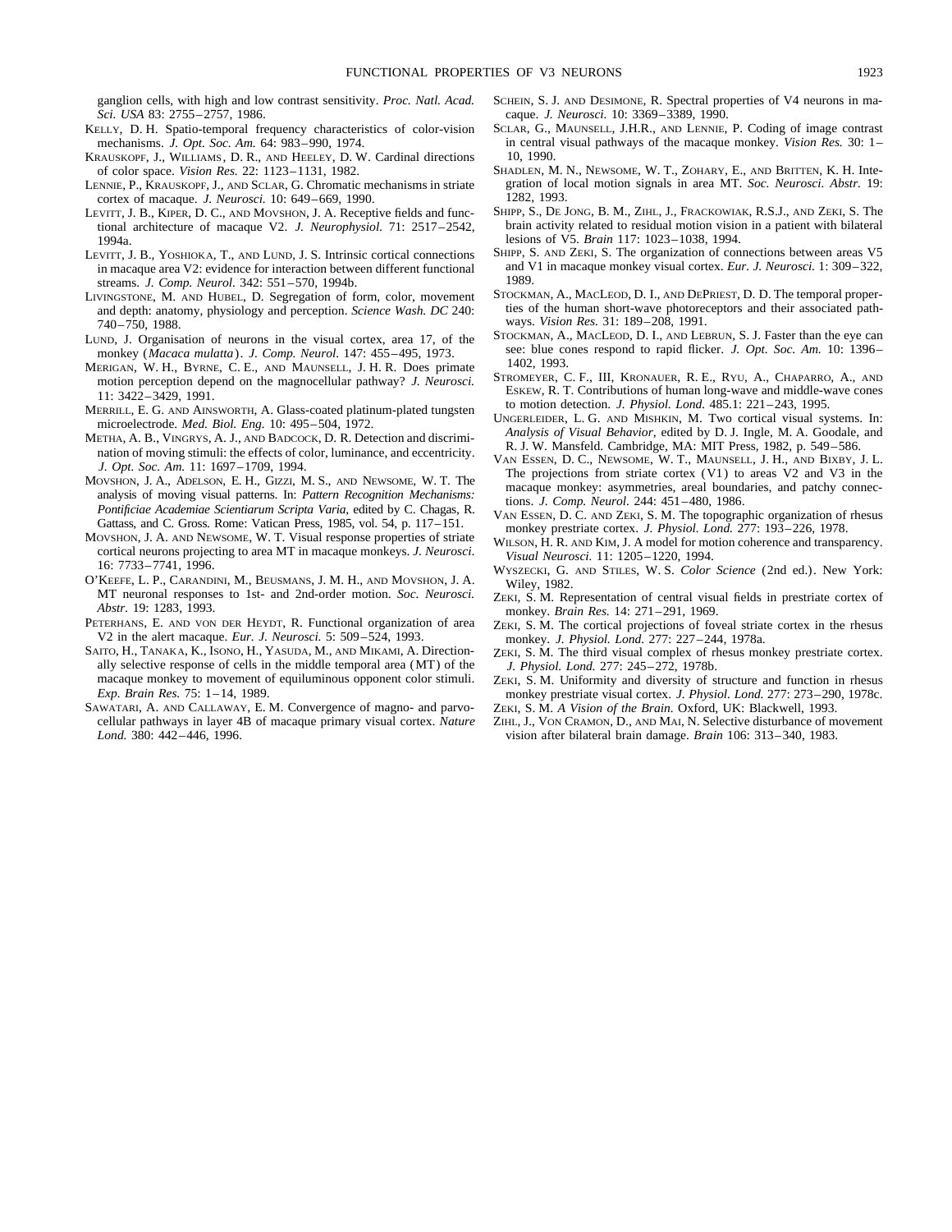ganglion cells, with high and low contrast sensitivity. *Proc. Natl. Acad. Sci. USA* 83: 2755–2757, 1986.

KELLY, D. H. Spatio-temporal frequency characteristics of color-vision mechanisms. *J. Opt. Soc. Am.* 64: 983–990, 1974.

KRAUSKOPF, J., WILLIAMS, D. R., AND HEELEY, D. W. Cardinal directions of color space. *Vision Res.* 22: 1123–1131, 1982.

LENNIE, P., KRAUSKOPF, J., AND SCLAR, G. Chromatic mechanisms in striate cortex of macaque. *J. Neurosci.* 10: 649–669, 1990.

LEVITT, J. B., KIPER, D. C., AND MOVSHON, J. A. Receptive fields and functional architecture of macaque V2. *J. Neurophysiol.* 71: 2517–2542, 1994a.

LEVITT, J. B., YOSHIOKA, T., AND LUND, J. S. Intrinsic cortical connections in macaque area V2: evidence for interaction between different functional streams. *J. Comp. Neurol.* 342: 551–570, 1994b.

LIVINGSTONE, M. AND HUBEL, D. Segregation of form, color, movement and depth: anatomy, physiology and perception. *Science Wash. DC* 240: 740–750, 1988.

LUND, J. Organisation of neurons in the visual cortex, area 17, of the monkey (*Macaca mulatta*). *J. Comp. Neurol.* 147: 455–495, 1973.

MERIGAN, W. H., BYRNE, C. E., AND MAUNSELL, J. H. R. Does primate motion perception depend on the magnocellular pathway? *J. Neurosci.* 11: 3422–3429, 1991.

MERRILL, E. G. AND AINSWORTH, A. Glass-coated platinum-plated tungsten microelectrode. *Med. Biol. Eng.* 10: 495–504, 1972.

METHA, A. B., VINGRYS, A. J., AND BADCOCK, D. R. Detection and discrimination of moving stimuli: the effects of color, luminance, and eccentricity. *J. Opt. Soc. Am.* 11: 1697–1709, 1994.

MOVSHON, J. A., ADELSON, E. H., GIZZI, M. S., AND NEWSOME, W. T. The analysis of moving visual patterns. In: *Pattern Recognition Mechanisms: Pontificiae Academiae Scientiarum Scripta Varia*, edited by C. Chagas, R. Gattass, and C. Gross. Rome: Vatican Press, 1985, vol. 54, p. 117–151.

MOVSHON, J. A. AND NEWSOME, W. T. Visual response properties of striate cortical neurons projecting to area MT in macaque monkeys. *J. Neurosci*. 16: 7733–7741, 1996.

O'KEEFE, L. P., CARANDINI, M., BEUSMANS, J. M. H., AND MOVSHON, J. A. MT neuronal responses to 1st- and 2nd-order motion. *Soc. Neurosci. Abstr.* 19: 1283, 1993.

PETERHANS, E. AND VON DER HEYDT, R. Functional organization of area V2 in the alert macaque. *Eur. J. Neurosci.* 5: 509–524, 1993.

SAITO, H., TANAKA, K., ISONO, H., YASUDA, M., AND MIKAMI, A. Directionally selective response of cells in the middle temporal area (MT) of the macaque monkey to movement of equiluminous opponent color stimuli. *Exp. Brain Res.* 75: 1–14, 1989.

SAWATARI, A. AND CALLAWAY, E. M. Convergence of magno- and parvocellular pathways in layer 4B of macaque primary visual cortex. *Nature Lond.* 380: 442–446, 1996.

SCHEIN, S. J. AND DESIMONE, R. Spectral properties of V4 neurons in macaque. *J. Neurosci.* 10: 3369–3389, 1990.

SCLAR, G., MAUNSELL, J.H.R., AND LENNIE, P. Coding of image contrast in central visual pathways of the macaque monkey. *Vision Res.* 30: 1–10, 1990.

SHADLEN, M. N., NEWSOME, W. T., ZOHARY, E., AND BRITTEN, K. H. Integration of local motion signals in area MT. *Soc. Neurosci. Abstr.* 19: 1282, 1993.

SHIPP, S., DE JONG, B. M., ZIHL, J., FRACKOWIAK, R.S.J., AND ZEKI, S. The brain activity related to residual motion vision in a patient with bilateral lesions of V5. *Brain* 117: 1023–1038, 1994.

SHIPP, S. AND ZEKI, S. The organization of connections between areas V5 and V1 in macaque monkey visual cortex. *Eur. J. Neurosci.* 1: 309–322, 1989.

STOCKMAN, A., MACLEOD, D. I., AND DEPRIEST, D. D. The temporal properties of the human short-wave photoreceptors and their associated pathways. *Vision Res.* 31: 189–208, 1991.

STOCKMAN, A., MACLEOD, D. I., AND LEBRUN, S. J. Faster than the eye can see: blue cones respond to rapid flicker. *J. Opt. Soc. Am.* 10: 1396–1402, 1993.

STROMEYER, C. F., III, KRONAUER, R. E., RYU, A., CHAPARRO, A., AND ESKEW, R. T. Contributions of human long-wave and middle-wave cones to motion detection. *J. Physiol. Lond.* 485.1: 221–243, 1995.

UNGERLEIDER, L. G. AND MISHKIN, M. Two cortical visual systems. In: *Analysis of Visual Behavior*, edited by D. J. Ingle, M. A. Goodale, and R. J. W. Mansfeld. Cambridge, MA: MIT Press, 1982, p. 549–586.

VAN ESSEN, D. C., NEWSOME, W. T., MAUNSELL, J. H., AND BIXBY, J. L. The projections from striate cortex (V1) to areas V2 and V3 in the macaque monkey: asymmetries, areal boundaries, and patchy connections. *J. Comp. Neurol.* 244: 451–480, 1986.

VAN ESSEN, D. C. AND ZEKI, S. M. The topographic organization of rhesus monkey prestriate cortex. *J. Physiol. Lond.* 277: 193–226, 1978.

WILSON, H. R. AND KIM, J. A model for motion coherence and transparency. *Visual Neurosci.* 11: 1205–1220, 1994.

WYSZECKI, G. AND STILES, W. S. *Color Science* (2nd ed.). New York: Wiley, 1982.

ZEKI, S. M. Representation of central visual fields in prestriate cortex of monkey. *Brain Res.* 14: 271–291, 1969.

ZEKI, S. M. The cortical projections of foveal striate cortex in the rhesus monkey. *J. Physiol. Lond.* 277: 227–244, 1978a.

ZEKI, S. M. The third visual complex of rhesus monkey prestriate cortex. *J. Physiol. Lond.* 277: 245–272, 1978b.

ZEKI, S. M. Uniformity and diversity of structure and function in rhesus monkey prestriate visual cortex. *J. Physiol. Lond.* 277: 273–290, 1978c.

ZEKI, S. M. *A Vision of the Brain.* Oxford, UK: Blackwell, 1993.

ZIHL, J., VON CRAMON, D., AND MAI, N. Selective disturbance of movement vision after bilateral brain damage. *Brain* 106: 313–340, 1983.